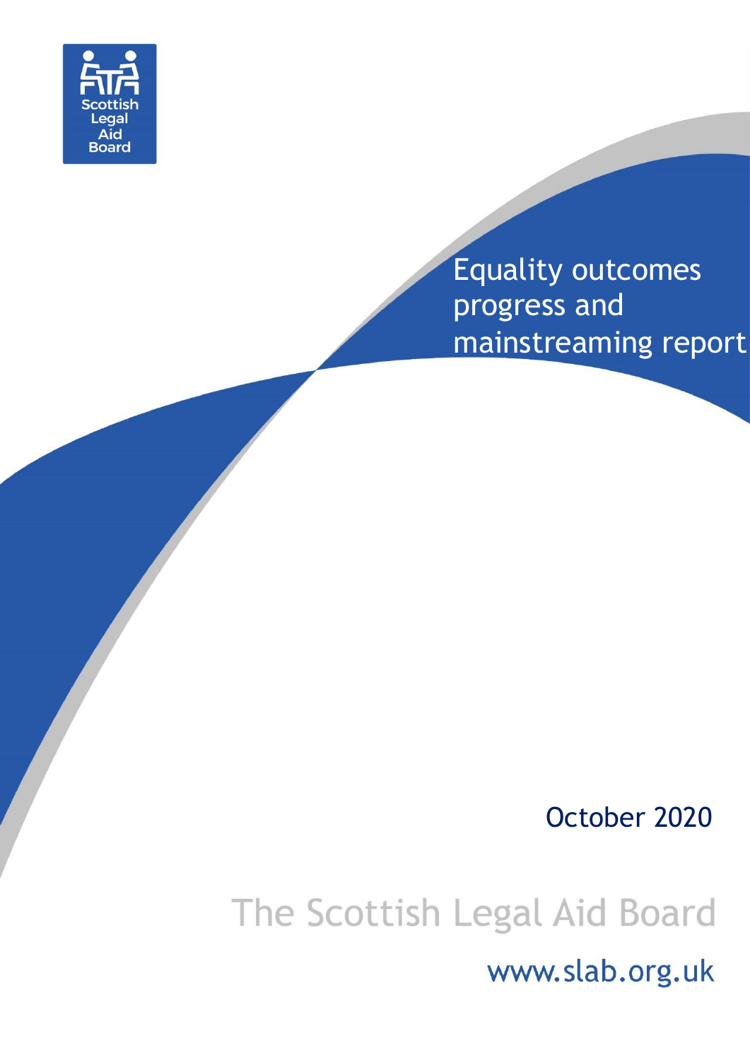Scottish Legal Aid Board

# Equality outcomes progress and mainstreaming report

October 2020

The Scottish Legal Aid Board

www.slab.org.uk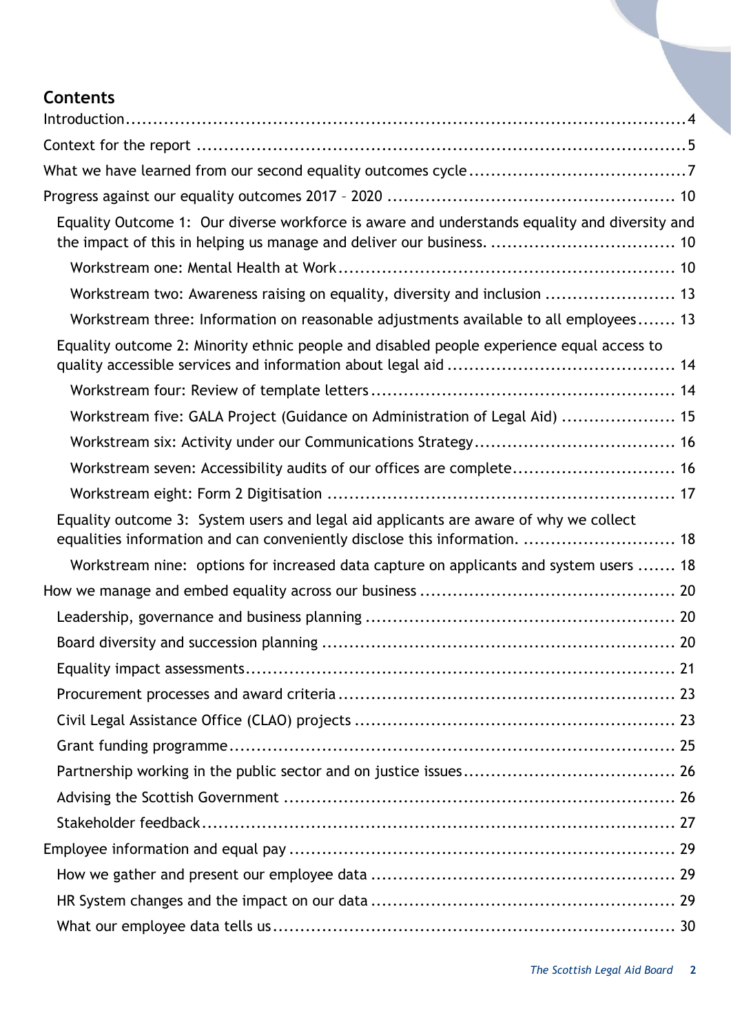## Contents

Introduction ... 4

Context for the report ... 5

What we have learned from our second equality outcomes cycle ... 7

Progress against our equality outcomes 2017 – 2020 ... 10

- Equality Outcome 1: Our diverse workforce is aware and understands equality and diversity and the impact of this in helping us manage and deliver our business. ... 10
  - Workstream one: Mental Health at Work ... 10
  - Workstream two: Awareness raising on equality, diversity and inclusion ... 13
  - Workstream three: Information on reasonable adjustments available to all employees ... 13
- Equality outcome 2: Minority ethnic people and disabled people experience equal access to quality accessible services and information about legal aid ... 14
  - Workstream four: Review of template letters ... 14
  - Workstream five: GALA Project (Guidance on Administration of Legal Aid) ... 15
  - Workstream six: Activity under our Communications Strategy ... 16
  - Workstream seven: Accessibility audits of our offices are complete ... 16
  - Workstream eight: Form 2 Digitisation ... 17
- Equality outcome 3: System users and legal aid applicants are aware of why we collect equalities information and can conveniently disclose this information. ... 18
  - Workstream nine: options for increased data capture on applicants and system users ... 18

How we manage and embed equality across our business ... 20

- Leadership, governance and business planning ... 20
- Board diversity and succession planning ... 20
- Equality impact assessments ... 21
- Procurement processes and award criteria ... 23
- Civil Legal Assistance Office (CLAO) projects ... 23
- Grant funding programme ... 25
- Partnership working in the public sector and on justice issues ... 26
- Advising the Scottish Government ... 26
- Stakeholder feedback ... 27

Employee information and equal pay ... 29

- How we gather and present our employee data ... 29
- HR System changes and the impact on our data ... 29
- What our employee data tells us ... 30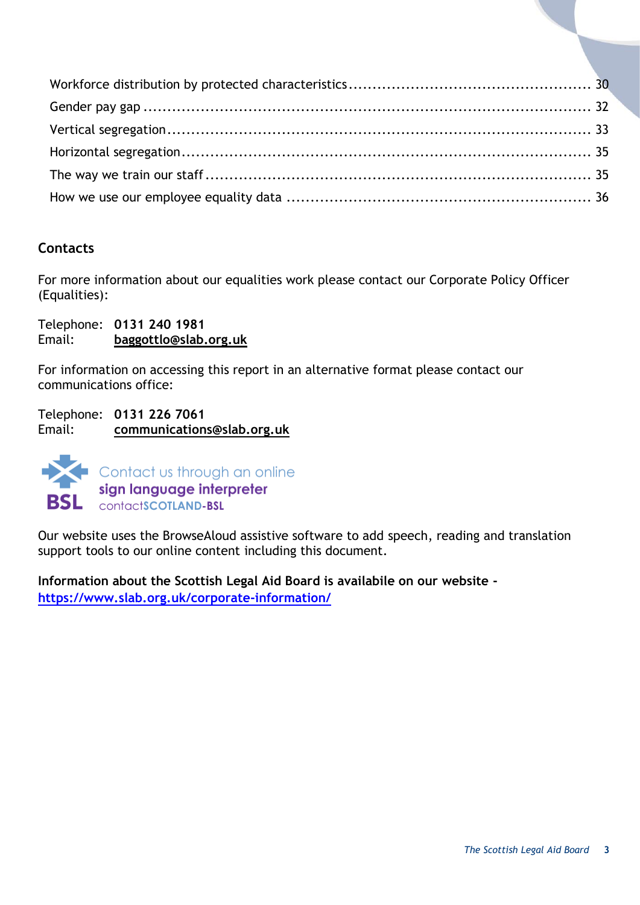Workforce distribution by protected characteristics ................................................ 30
Gender pay gap ........................................................................................ 32
Vertical segregation ................................................................................... 33
Horizontal segregation ................................................................................ 35
The way we train our staff ........................................................................... 35
How we use our employee equality data ........................................................ 36

## Contacts

For more information about our equalities work please contact our Corporate Policy Officer (Equalities):

Telephone: **0131 240 1981**
Email: **baggottlo@slab.org.uk**

For information on accessing this report in an alternative format please contact our communications office:

Telephone: **0131 226 7061**
Email: **communications@slab.org.uk**

BSL Contact us through an online **sign language interpreter** contact**SCOTLAND-BSL**

Our website uses the BrowseAloud assistive software to add speech, reading and translation support tools to our online content including this document.

**Information about the Scottish Legal Aid Board is availabile on our website -** https://www.slab.org.uk/corporate-information/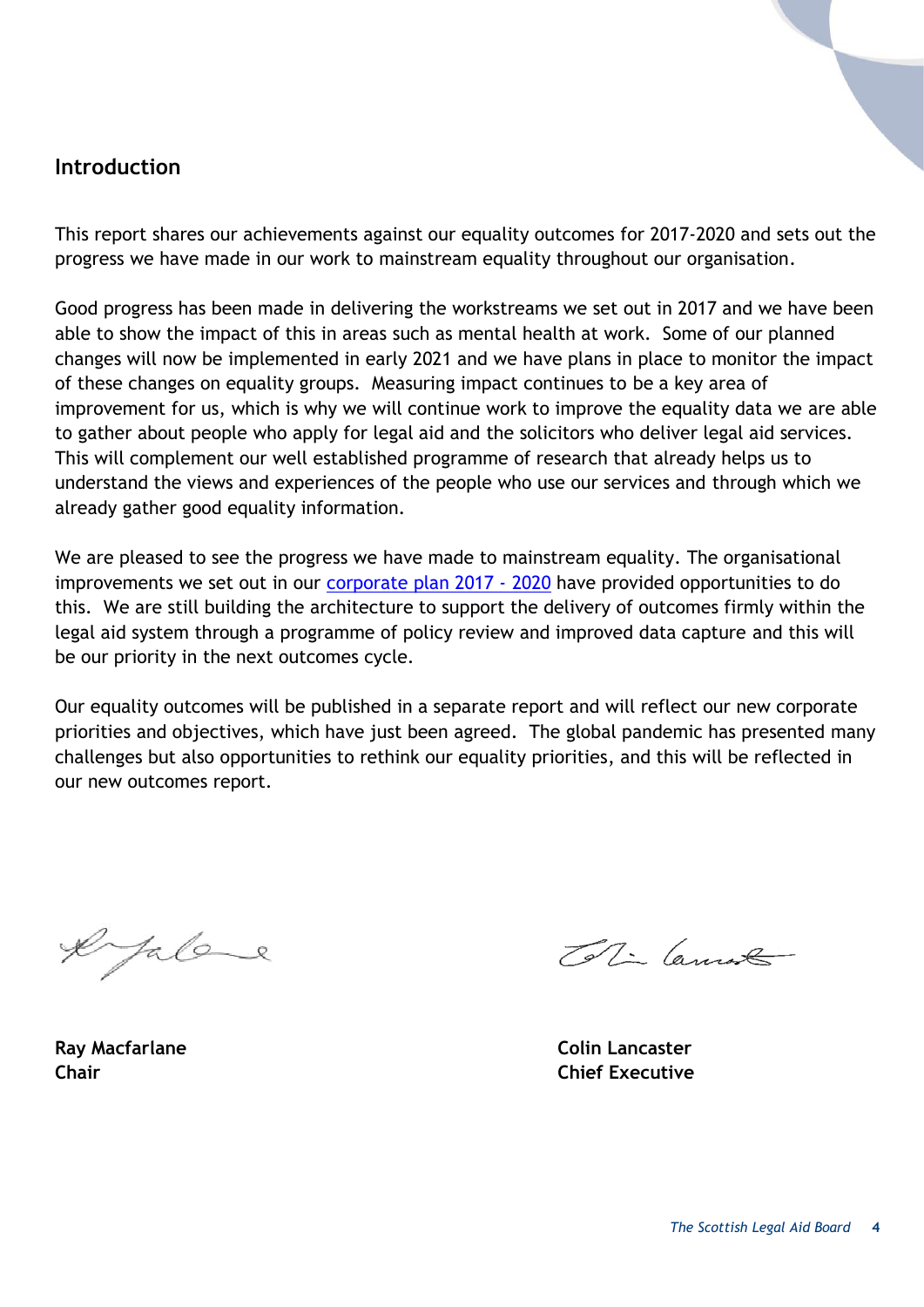## Introduction

This report shares our achievements against our equality outcomes for 2017-2020 and sets out the progress we have made in our work to mainstream equality throughout our organisation.

Good progress has been made in delivering the workstreams we set out in 2017 and we have been able to show the impact of this in areas such as mental health at work. Some of our planned changes will now be implemented in early 2021 and we have plans in place to monitor the impact of these changes on equality groups. Measuring impact continues to be a key area of improvement for us, which is why we will continue work to improve the equality data we are able to gather about people who apply for legal aid and the solicitors who deliver legal aid services. This will complement our well established programme of research that already helps us to understand the views and experiences of the people who use our services and through which we already gather good equality information.

We are pleased to see the progress we have made to mainstream equality. The organisational improvements we set out in our corporate plan 2017 - 2020 have provided opportunities to do this. We are still building the architecture to support the delivery of outcomes firmly within the legal aid system through a programme of policy review and improved data capture and this will be our priority in the next outcomes cycle.

Our equality outcomes will be published in a separate report and will reflect our new corporate priorities and objectives, which have just been agreed. The global pandemic has presented many challenges but also opportunities to rethink our equality priorities, and this will be reflected in our new outcomes report.

**Ray Macfarlane**
**Chair**

**Colin Lancaster**
**Chief Executive**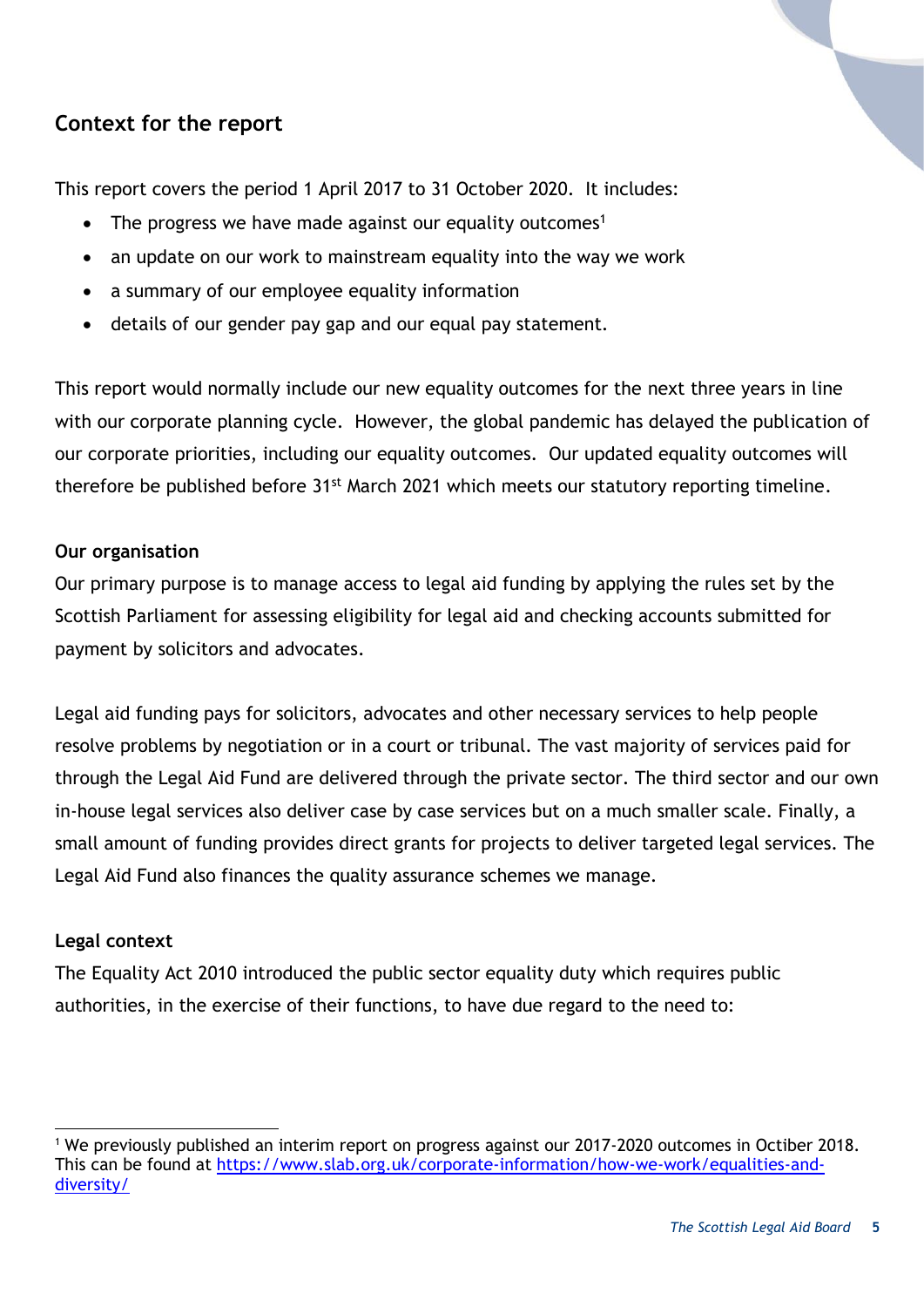## Context for the report

This report covers the period 1 April 2017 to 31 October 2020. It includes:

- The progress we have made against our equality outcomes[1]
- an update on our work to mainstream equality into the way we work
- a summary of our employee equality information
- details of our gender pay gap and our equal pay statement.

This report would normally include our new equality outcomes for the next three years in line with our corporate planning cycle. However, the global pandemic has delayed the publication of our corporate priorities, including our equality outcomes. Our updated equality outcomes will therefore be published before 31st March 2021 which meets our statutory reporting timeline.

**Our organisation**

Our primary purpose is to manage access to legal aid funding by applying the rules set by the Scottish Parliament for assessing eligibility for legal aid and checking accounts submitted for payment by solicitors and advocates.

Legal aid funding pays for solicitors, advocates and other necessary services to help people resolve problems by negotiation or in a court or tribunal. The vast majority of services paid for through the Legal Aid Fund are delivered through the private sector. The third sector and our own in-house legal services also deliver case by case services but on a much smaller scale. Finally, a small amount of funding provides direct grants for projects to deliver targeted legal services. The Legal Aid Fund also finances the quality assurance schemes we manage.

**Legal context**

The Equality Act 2010 introduced the public sector equality duty which requires public authorities, in the exercise of their functions, to have due regard to the need to:

---

[1] We previously published an interim report on progress against our 2017-2020 outcomes in Octiber 2018. This can be found at https://www.slab.org.uk/corporate-information/how-we-work/equalities-and-diversity/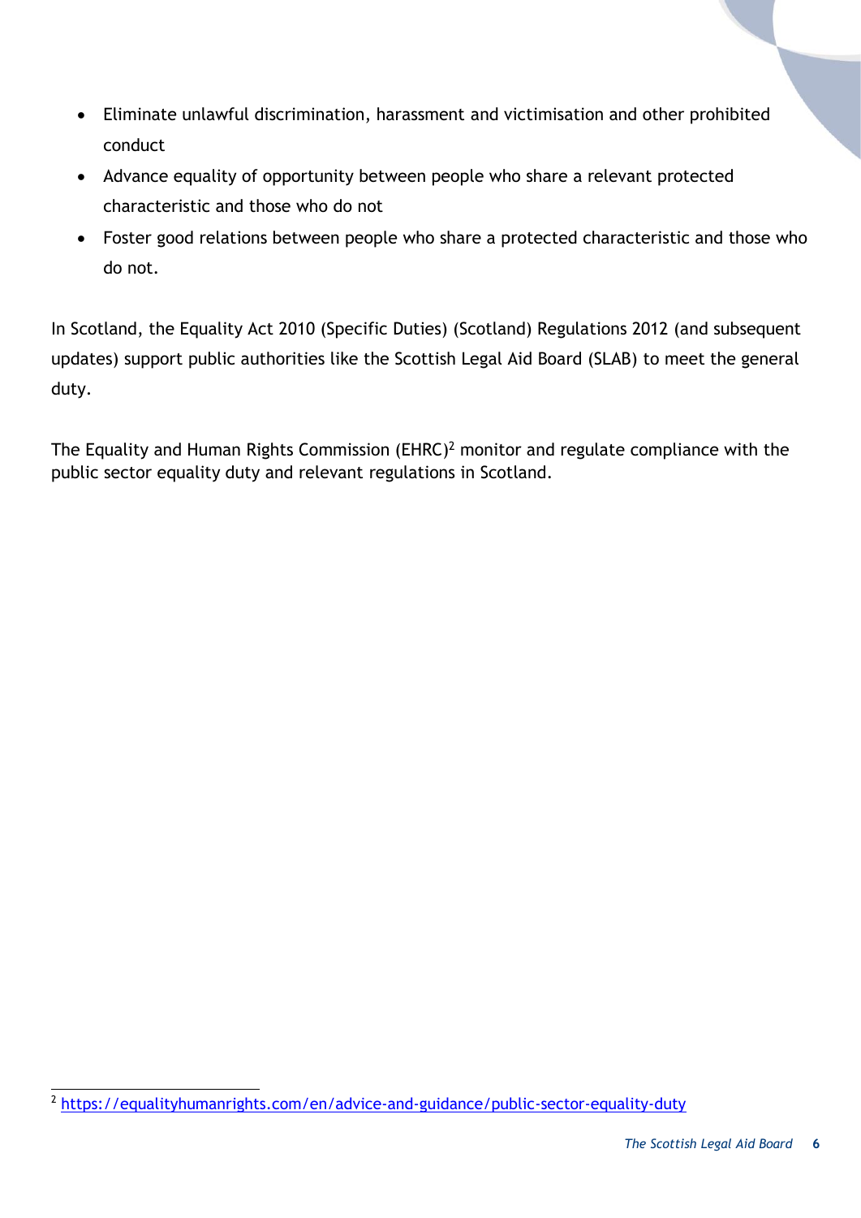- Eliminate unlawful discrimination, harassment and victimisation and other prohibited conduct
- Advance equality of opportunity between people who share a relevant protected characteristic and those who do not
- Foster good relations between people who share a protected characteristic and those who do not.

In Scotland, the Equality Act 2010 (Specific Duties) (Scotland) Regulations 2012 (and subsequent updates) support public authorities like the Scottish Legal Aid Board (SLAB) to meet the general duty.

The Equality and Human Rights Commission (EHRC)[2] monitor and regulate compliance with the public sector equality duty and relevant regulations in Scotland.

[2] https://equalityhumanrights.com/en/advice-and-guidance/public-sector-equality-duty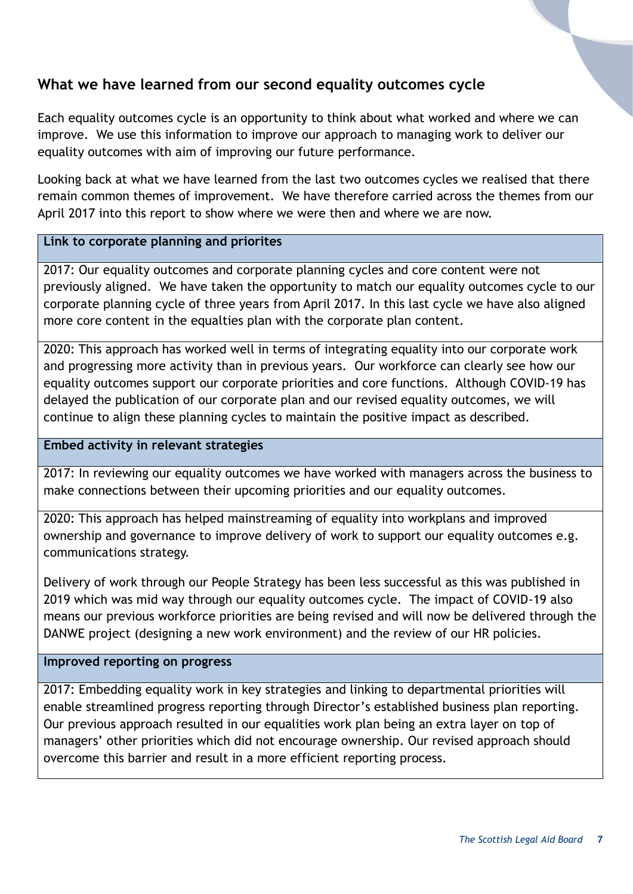## What we have learned from our second equality outcomes cycle

Each equality outcomes cycle is an opportunity to think about what worked and where we can improve. We use this information to improve our approach to managing work to deliver our equality outcomes with aim of improving our future performance.

Looking back at what we have learned from the last two outcomes cycles we realised that there remain common themes of improvement. We have therefore carried across the themes from our April 2017 into this report to show where we were then and where we are now.

| **Link to corporate planning and priorites** |
| --- |
| 2017: Our equality outcomes and corporate planning cycles and core content were not previously aligned. We have taken the opportunity to match our equality outcomes cycle to our corporate planning cycle of three years from April 2017. In this last cycle we have also aligned more core content in the equalties plan with the corporate plan content. |
| 2020: This approach has worked well in terms of integrating equality into our corporate work and progressing more activity than in previous years. Our workforce can clearly see how our equality outcomes support our corporate priorities and core functions. Although COVID-19 has delayed the publication of our corporate plan and our revised equality outcomes, we will continue to align these planning cycles to maintain the positive impact as described. |
| **Embed activity in relevant strategies** |
| 2017: In reviewing our equality outcomes we have worked with managers across the business to make connections between their upcoming priorities and our equality outcomes. |
| 2020: This approach has helped mainstreaming of equality into workplans and improved ownership and governance to improve delivery of work to support our equality outcomes e.g. communications strategy.<br><br>Delivery of work through our People Strategy has been less successful as this was published in 2019 which was mid way through our equality outcomes cycle. The impact of COVID-19 also means our previous workforce priorities are being revised and will now be delivered through the DANWE project (designing a new work environment) and the review of our HR policies. |
| **Improved reporting on progress** |
| 2017: Embedding equality work in key strategies and linking to departmental priorities will enable streamlined progress reporting through Director's established business plan reporting. Our previous approach resulted in our equalities work plan being an extra layer on top of managers' other priorities which did not encourage ownership. Our revised approach should overcome this barrier and result in a more efficient reporting process. |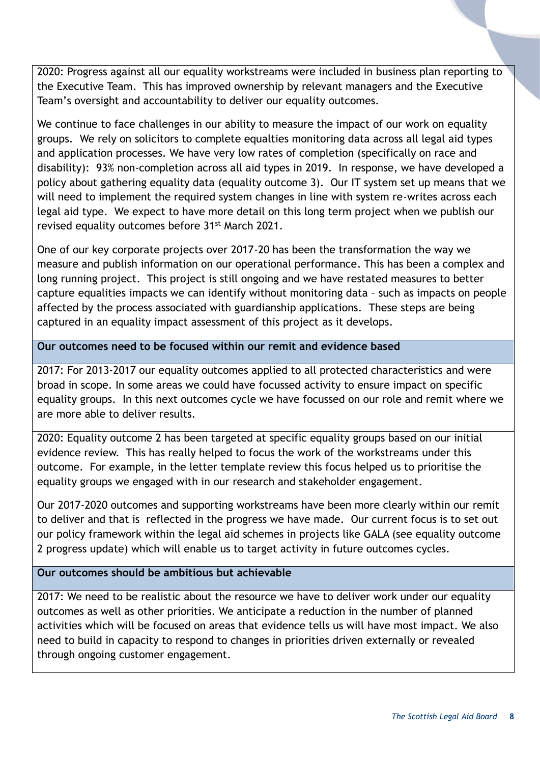2020: Progress against all our equality workstreams were included in business plan reporting to the Executive Team. This has improved ownership by relevant managers and the Executive Team's oversight and accountability to deliver our equality outcomes.

We continue to face challenges in our ability to measure the impact of our work on equality groups. We rely on solicitors to complete equalties monitoring data across all legal aid types and application processes. We have very low rates of completion (specifically on race and disability): 93% non-completion across all aid types in 2019. In response, we have developed a policy about gathering equality data (equality outcome 3). Our IT system set up means that we will need to implement the required system changes in line with system re-writes across each legal aid type. We expect to have more detail on this long term project when we publish our revised equality outcomes before 31st March 2021.

One of our key corporate projects over 2017-20 has been the transformation the way we measure and publish information on our operational performance. This has been a complex and long running project. This project is still ongoing and we have restated measures to better capture equalities impacts we can identify without monitoring data – such as impacts on people affected by the process associated with guardianship applications. These steps are being captured in an equality impact assessment of this project as it develops.

**Our outcomes need to be focused within our remit and evidence based**

2017: For 2013-2017 our equality outcomes applied to all protected characteristics and were broad in scope. In some areas we could have focussed activity to ensure impact on specific equality groups. In this next outcomes cycle we have focussed on our role and remit where we are more able to deliver results.

2020: Equality outcome 2 has been targeted at specific equality groups based on our initial evidence review. This has really helped to focus the work of the workstreams under this outcome. For example, in the letter template review this focus helped us to prioritise the equality groups we engaged with in our research and stakeholder engagement.

Our 2017-2020 outcomes and supporting workstreams have been more clearly within our remit to deliver and that is reflected in the progress we have made. Our current focus is to set out our policy framework within the legal aid schemes in projects like GALA (see equality outcome 2 progress update) which will enable us to target activity in future outcomes cycles.

**Our outcomes should be ambitious but achievable**

2017: We need to be realistic about the resource we have to deliver work under our equality outcomes as well as other priorities. We anticipate a reduction in the number of planned activities which will be focused on areas that evidence tells us will have most impact. We also need to build in capacity to respond to changes in priorities driven externally or revealed through ongoing customer engagement.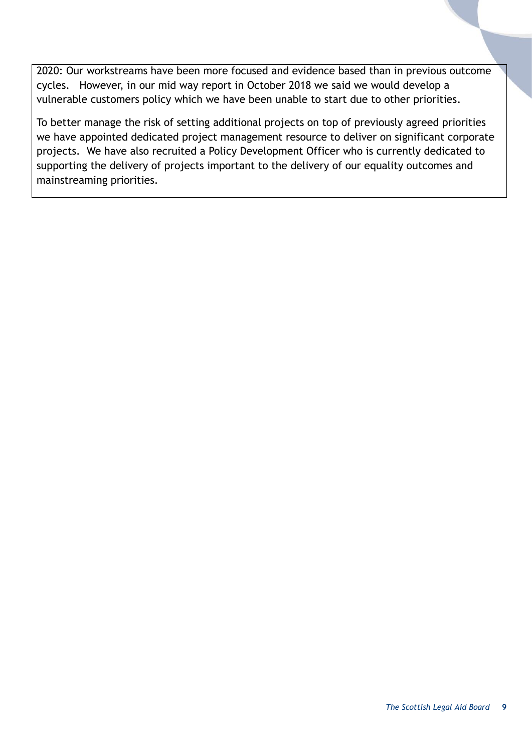2020: Our workstreams have been more focused and evidence based than in previous outcome cycles. However, in our mid way report in October 2018 we said we would develop a vulnerable customers policy which we have been unable to start due to other priorities.

To better manage the risk of setting additional projects on top of previously agreed priorities we have appointed dedicated project management resource to deliver on significant corporate projects. We have also recruited a Policy Development Officer who is currently dedicated to supporting the delivery of projects important to the delivery of our equality outcomes and mainstreaming priorities.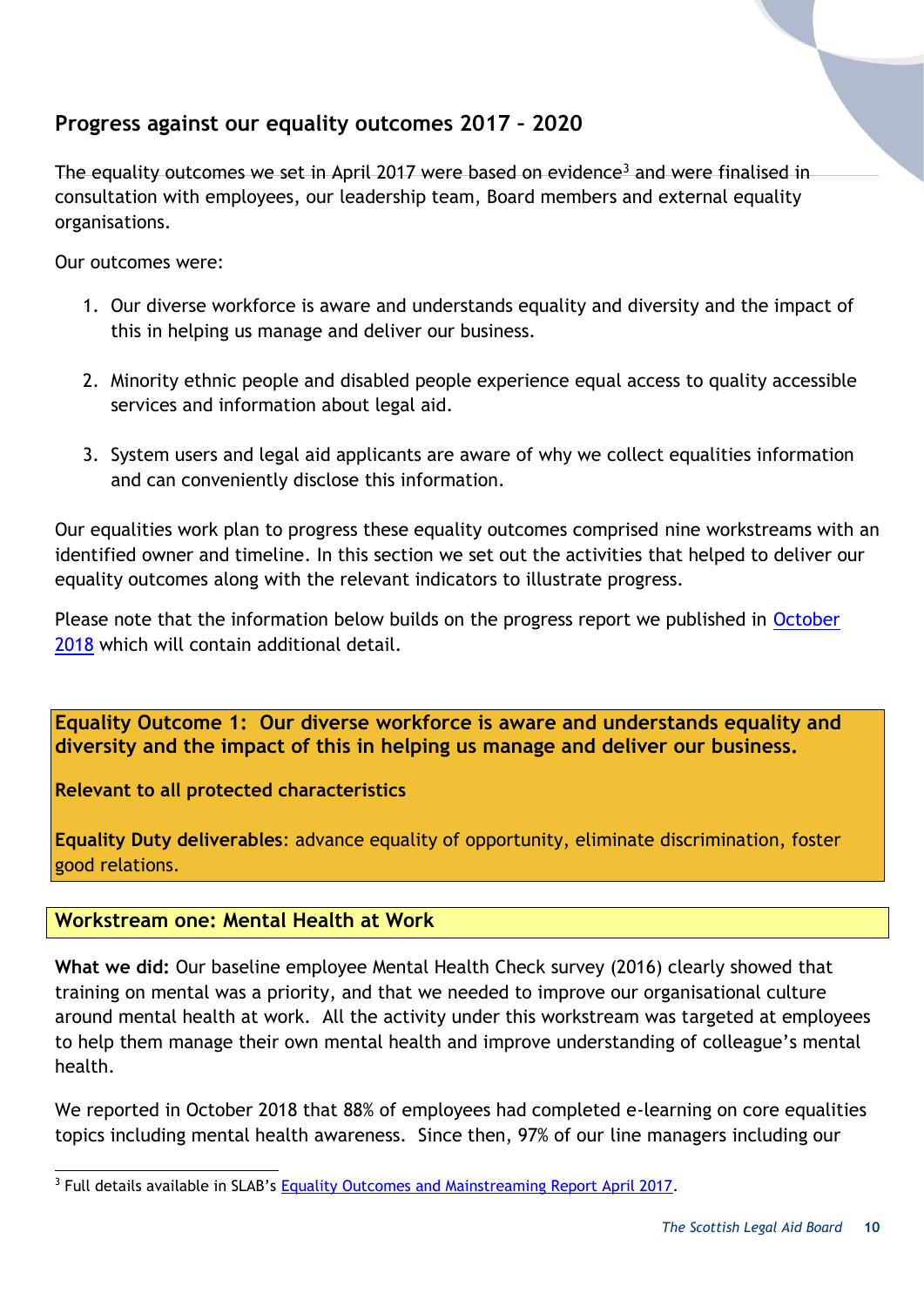## Progress against our equality outcomes 2017 – 2020

The equality outcomes we set in April 2017 were based on evidence[3] and were finalised in consultation with employees, our leadership team, Board members and external equality organisations.

Our outcomes were:

1. Our diverse workforce is aware and understands equality and diversity and the impact of this in helping us manage and deliver our business.

2. Minority ethnic people and disabled people experience equal access to quality accessible services and information about legal aid.

3. System users and legal aid applicants are aware of why we collect equalities information and can conveniently disclose this information.

Our equalities work plan to progress these equality outcomes comprised nine workstreams with an identified owner and timeline. In this section we set out the activities that helped to deliver our equality outcomes along with the relevant indicators to illustrate progress.

Please note that the information below builds on the progress report we published in [October 2018](#) which will contain additional detail.

**Equality Outcome 1: Our diverse workforce is aware and understands equality and diversity and the impact of this in helping us manage and deliver our business.**

**Relevant to all protected characteristics**

**Equality Duty deliverables**: advance equality of opportunity, eliminate discrimination, foster good relations.

### Workstream one: Mental Health at Work

**What we did:** Our baseline employee Mental Health Check survey (2016) clearly showed that training on mental was a priority, and that we needed to improve our organisational culture around mental health at work. All the activity under this workstream was targeted at employees to help them manage their own mental health and improve understanding of colleague's mental health.

We reported in October 2018 that 88% of employees had completed e-learning on core equalities topics including mental health awareness. Since then, 97% of our line managers including our

[3] Full details available in SLAB's [Equality Outcomes and Mainstreaming Report April 2017](#).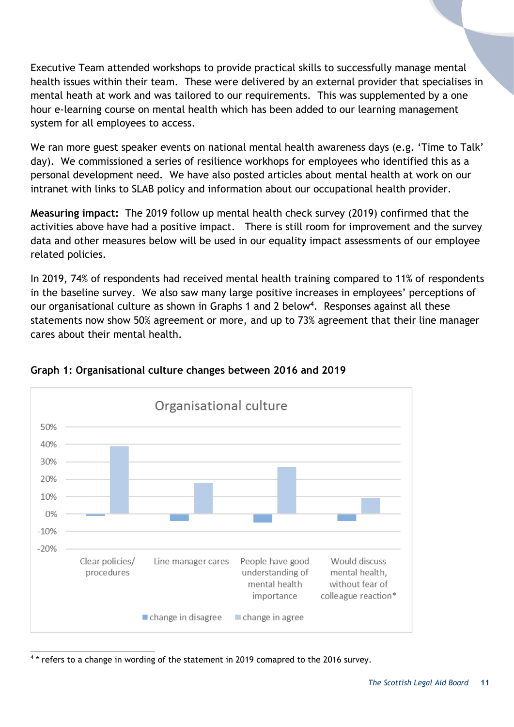Executive Team attended workshops to provide practical skills to successfully manage mental health issues within their team. These were delivered by an external provider that specialises in mental heath at work and was tailored to our requirements. This was supplemented by a one hour e-learning course on mental health which has been added to our learning management system for all employees to access.

We ran more guest speaker events on national mental health awareness days (e.g. 'Time to Talk' day). We commissioned a series of resilience workhops for employees who identified this as a personal development need. We have also posted articles about mental health at work on our intranet with links to SLAB policy and information about our occupational health provider.

**Measuring impact:** The 2019 follow up mental health check survey (2019) confirmed that the activities above have had a positive impact. There is still room for improvement and the survey data and other measures below will be used in our equality impact assessments of our employee related policies.

In 2019, 74% of respondents had received mental health training compared to 11% of respondents in the baseline survey. We also saw many large positive increases in employees' perceptions of our organisational culture as shown in Graphs 1 and 2 below[4]. Responses against all these statements now show 50% agreement or more, and up to 73% agreement that their line manager cares about their mental health.

**Graph 1: Organisational culture changes between 2016 and 2019**

Organisational culture

50%
40%
30%
20%
10%
0%
-10%
-20%

Clear policies/ procedures | Line manager cares | People have good understanding of mental health importance | Would discuss mental health, without fear of colleague reaction*

change in disagree | change in agree

[4] * refers to a change in wording of the statement in 2019 comapred to the 2016 survey.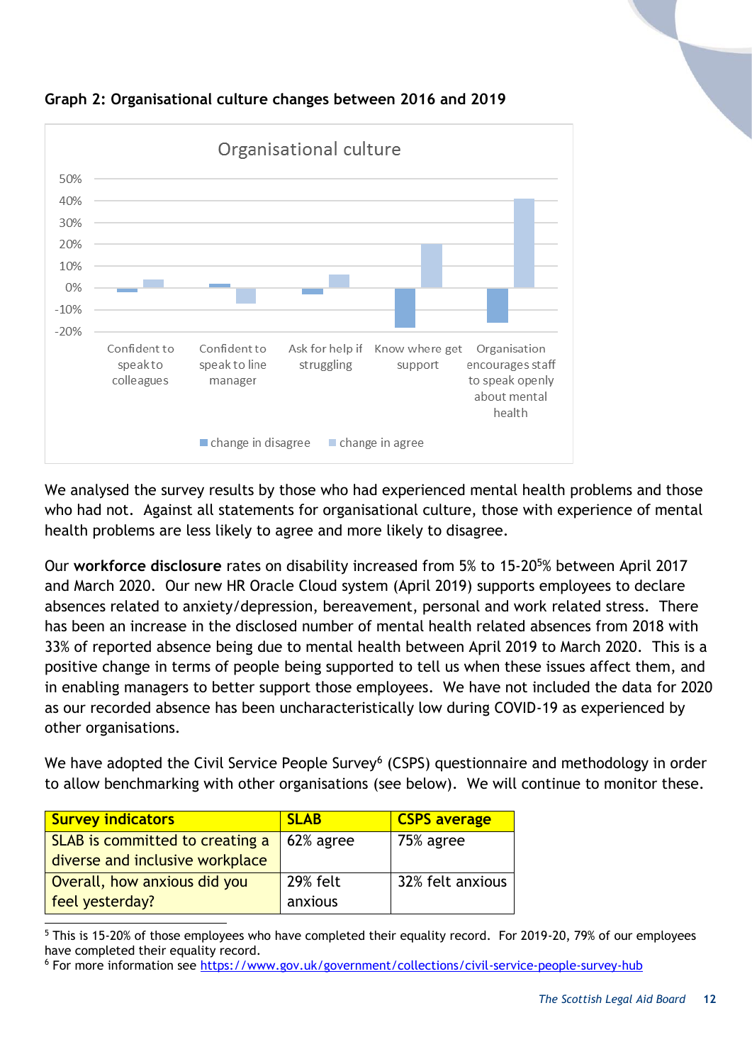**Graph 2: Organisational culture changes between 2016 and 2019**

We analysed the survey results by those who had experienced mental health problems and those who had not. Against all statements for organisational culture, those with experience of mental health problems are less likely to agree and more likely to disagree.

Our **workforce disclosure** rates on disability increased from 5% to 15-20[5]% between April 2017 and March 2020. Our new HR Oracle Cloud system (April 2019) supports employees to declare absences related to anxiety/depression, bereavement, personal and work related stress. There has been an increase in the disclosed number of mental health related absences from 2018 with 33% of reported absence being due to mental health between April 2019 to March 2020. This is a positive change in terms of people being supported to tell us when these issues affect them, and in enabling managers to better support those employees. We have not included the data for 2020 as our recorded absence has been uncharacteristically low during COVID-19 as experienced by other organisations.

We have adopted the Civil Service People Survey[6] (CSPS) questionnaire and methodology in order to allow benchmarking with other organisations (see below). We will continue to monitor these.

| Survey indicators | SLAB | CSPS average |
| --- | --- | --- |
| SLAB is committed to creating a diverse and inclusive workplace | 62% agree | 75% agree |
| Overall, how anxious did you feel yesterday? | 29% felt anxious | 32% felt anxious |

[5] This is 15-20% of those employees who have completed their equality record. For 2019-20, 79% of our employees have completed their equality record.

[6] For more information see https://www.gov.uk/government/collections/civil-service-people-survey-hub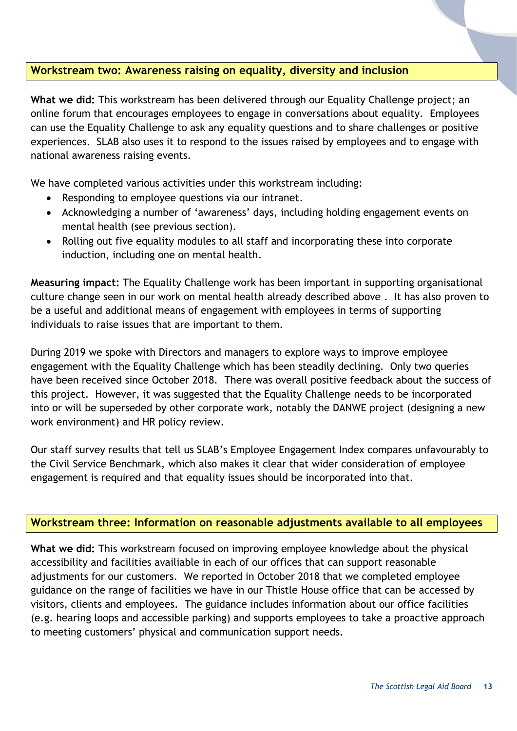## Workstream two: Awareness raising on equality, diversity and inclusion

**What we did:** This workstream has been delivered through our Equality Challenge project; an online forum that encourages employees to engage in conversations about equality. Employees can use the Equality Challenge to ask any equality questions and to share challenges or positive experiences. SLAB also uses it to respond to the issues raised by employees and to engage with national awareness raising events.

We have completed various activities under this workstream including:

- Responding to employee questions via our intranet.
- Acknowledging a number of 'awareness' days, including holding engagement events on mental health (see previous section).
- Rolling out five equality modules to all staff and incorporating these into corporate induction, including one on mental health.

**Measuring impact:** The Equality Challenge work has been important in supporting organisational culture change seen in our work on mental health already described above . It has also proven to be a useful and additional means of engagement with employees in terms of supporting individuals to raise issues that are important to them.

During 2019 we spoke with Directors and managers to explore ways to improve employee engagement with the Equality Challenge which has been steadily declining. Only two queries have been received since October 2018. There was overall positive feedback about the success of this project. However, it was suggested that the Equality Challenge needs to be incorporated into or will be superseded by other corporate work, notably the DANWE project (designing a new work environment) and HR policy review.

Our staff survey results that tell us SLAB's Employee Engagement Index compares unfavourably to the Civil Service Benchmark, which also makes it clear that wider consideration of employee engagement is required and that equality issues should be incorporated into that.

## Workstream three: Information on reasonable adjustments available to all employees

**What we did:** This workstream focused on improving employee knowledge about the physical accessibility and facilities availiable in each of our offices that can support reasonable adjustments for our customers. We reported in October 2018 that we completed employee guidance on the range of facilities we have in our Thistle House office that can be accessed by visitors, clients and employees. The guidance includes information about our office facilities (e.g. hearing loops and accessible parking) and supports employees to take a proactive approach to meeting customers' physical and communication support needs.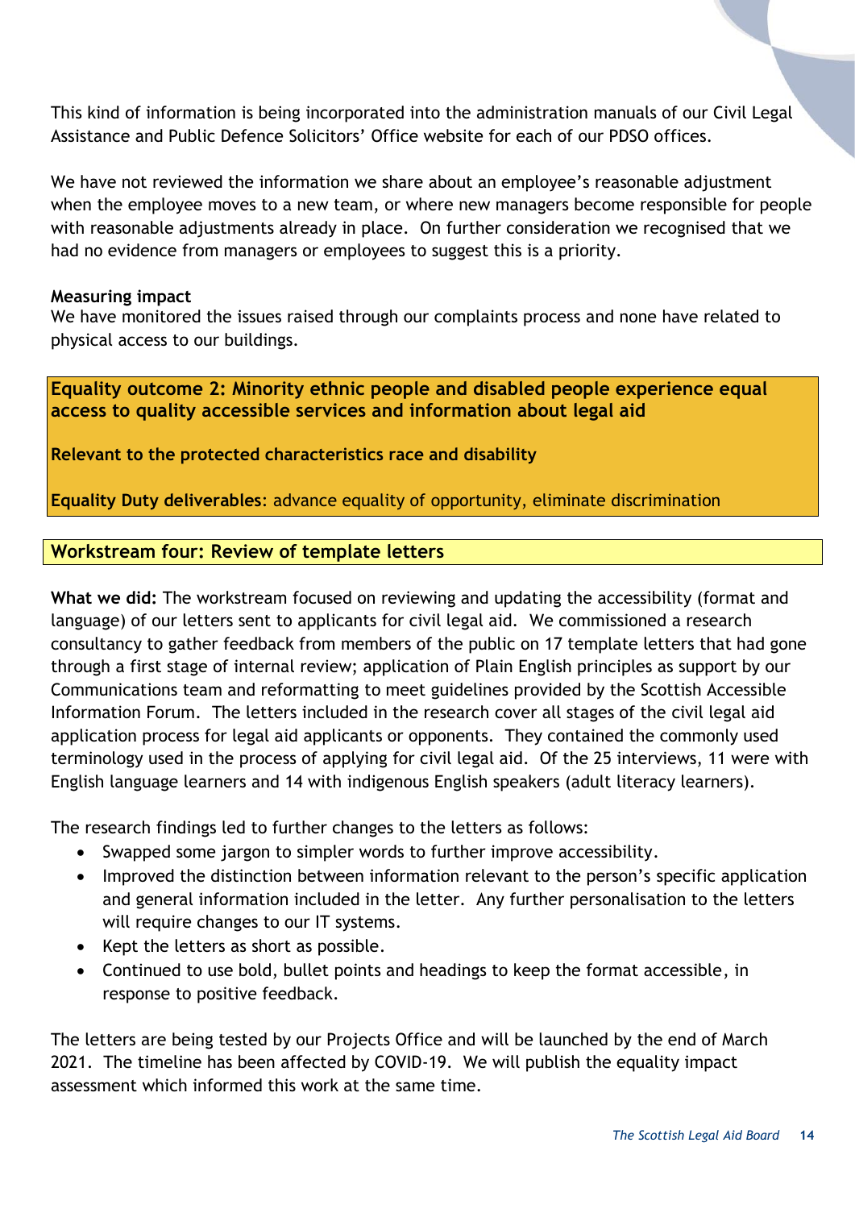This kind of information is being incorporated into the administration manuals of our Civil Legal Assistance and Public Defence Solicitors' Office website for each of our PDSO offices.

We have not reviewed the information we share about an employee's reasonable adjustment when the employee moves to a new team, or where new managers become responsible for people with reasonable adjustments already in place. On further consideration we recognised that we had no evidence from managers or employees to suggest this is a priority.

**Measuring impact**
We have monitored the issues raised through our complaints process and none have related to physical access to our buildings.

**Equality outcome 2: Minority ethnic people and disabled people experience equal access to quality accessible services and information about legal aid**

**Relevant to the protected characteristics race and disability**

**Equality Duty deliverables**: advance equality of opportunity, eliminate discrimination

**Workstream four: Review of template letters**

**What we did:** The workstream focused on reviewing and updating the accessibility (format and language) of our letters sent to applicants for civil legal aid. We commissioned a research consultancy to gather feedback from members of the public on 17 template letters that had gone through a first stage of internal review; application of Plain English principles as support by our Communications team and reformatting to meet guidelines provided by the Scottish Accessible Information Forum. The letters included in the research cover all stages of the civil legal aid application process for legal aid applicants or opponents. They contained the commonly used terminology used in the process of applying for civil legal aid. Of the 25 interviews, 11 were with English language learners and 14 with indigenous English speakers (adult literacy learners).

The research findings led to further changes to the letters as follows:

- Swapped some jargon to simpler words to further improve accessibility.
- Improved the distinction between information relevant to the person's specific application and general information included in the letter. Any further personalisation to the letters will require changes to our IT systems.
- Kept the letters as short as possible.
- Continued to use bold, bullet points and headings to keep the format accessible, in response to positive feedback.

The letters are being tested by our Projects Office and will be launched by the end of March 2021. The timeline has been affected by COVID-19. We will publish the equality impact assessment which informed this work at the same time.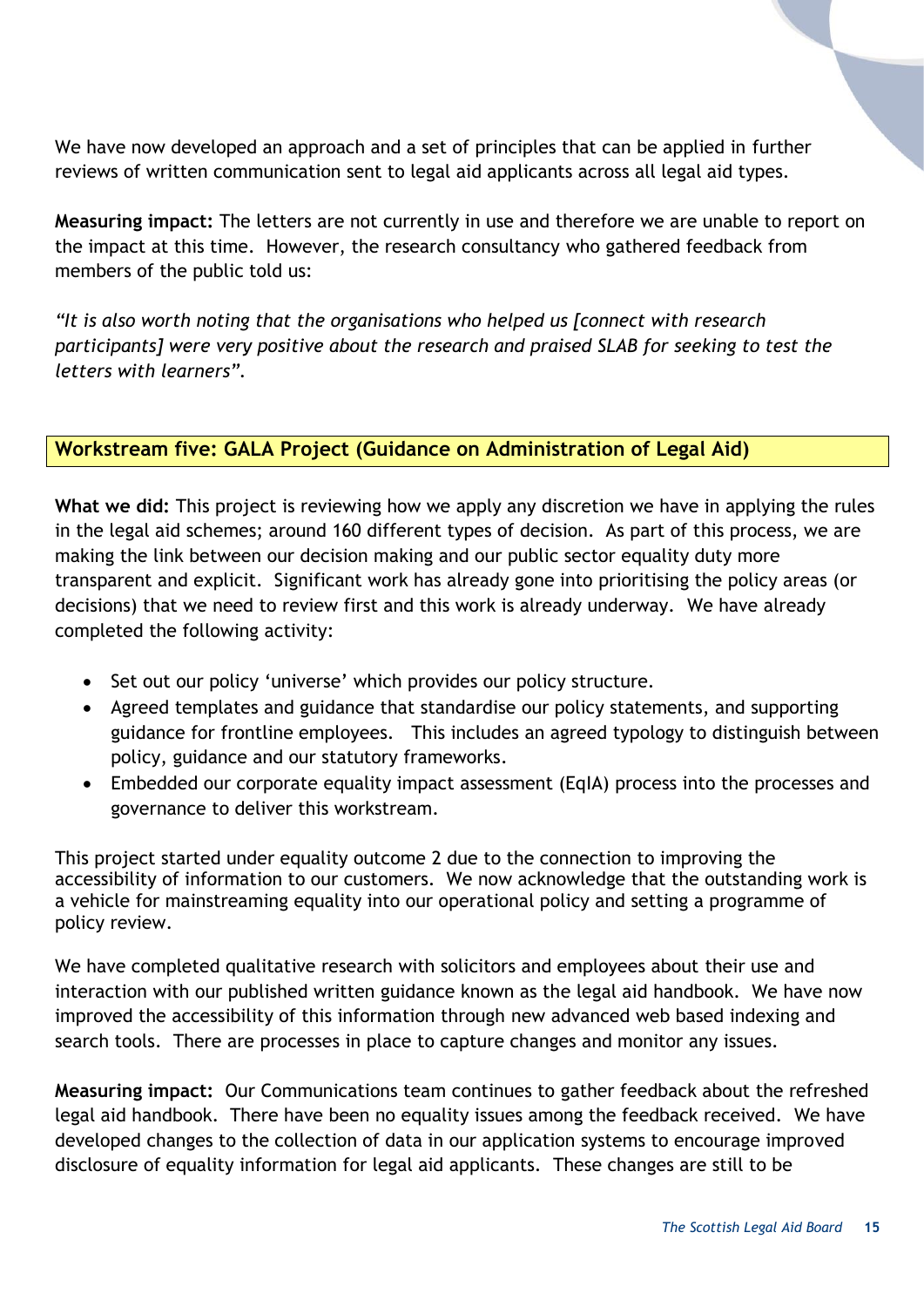We have now developed an approach and a set of principles that can be applied in further reviews of written communication sent to legal aid applicants across all legal aid types.

**Measuring impact:** The letters are not currently in use and therefore we are unable to report on the impact at this time. However, the research consultancy who gathered feedback from members of the public told us:

*"It is also worth noting that the organisations who helped us [connect with research participants] were very positive about the research and praised SLAB for seeking to test the letters with learners".*

## Workstream five: GALA Project (Guidance on Administration of Legal Aid)

**What we did:** This project is reviewing how we apply any discretion we have in applying the rules in the legal aid schemes; around 160 different types of decision. As part of this process, we are making the link between our decision making and our public sector equality duty more transparent and explicit. Significant work has already gone into prioritising the policy areas (or decisions) that we need to review first and this work is already underway. We have already completed the following activity:

- Set out our policy 'universe' which provides our policy structure.
- Agreed templates and guidance that standardise our policy statements, and supporting guidance for frontline employees. This includes an agreed typology to distinguish between policy, guidance and our statutory frameworks.
- Embedded our corporate equality impact assessment (EqIA) process into the processes and governance to deliver this workstream.

This project started under equality outcome 2 due to the connection to improving the accessibility of information to our customers. We now acknowledge that the outstanding work is a vehicle for mainstreaming equality into our operational policy and setting a programme of policy review.

We have completed qualitative research with solicitors and employees about their use and interaction with our published written guidance known as the legal aid handbook. We have now improved the accessibility of this information through new advanced web based indexing and search tools. There are processes in place to capture changes and monitor any issues.

**Measuring impact:** Our Communications team continues to gather feedback about the refreshed legal aid handbook. There have been no equality issues among the feedback received. We have developed changes to the collection of data in our application systems to encourage improved disclosure of equality information for legal aid applicants. These changes are still to be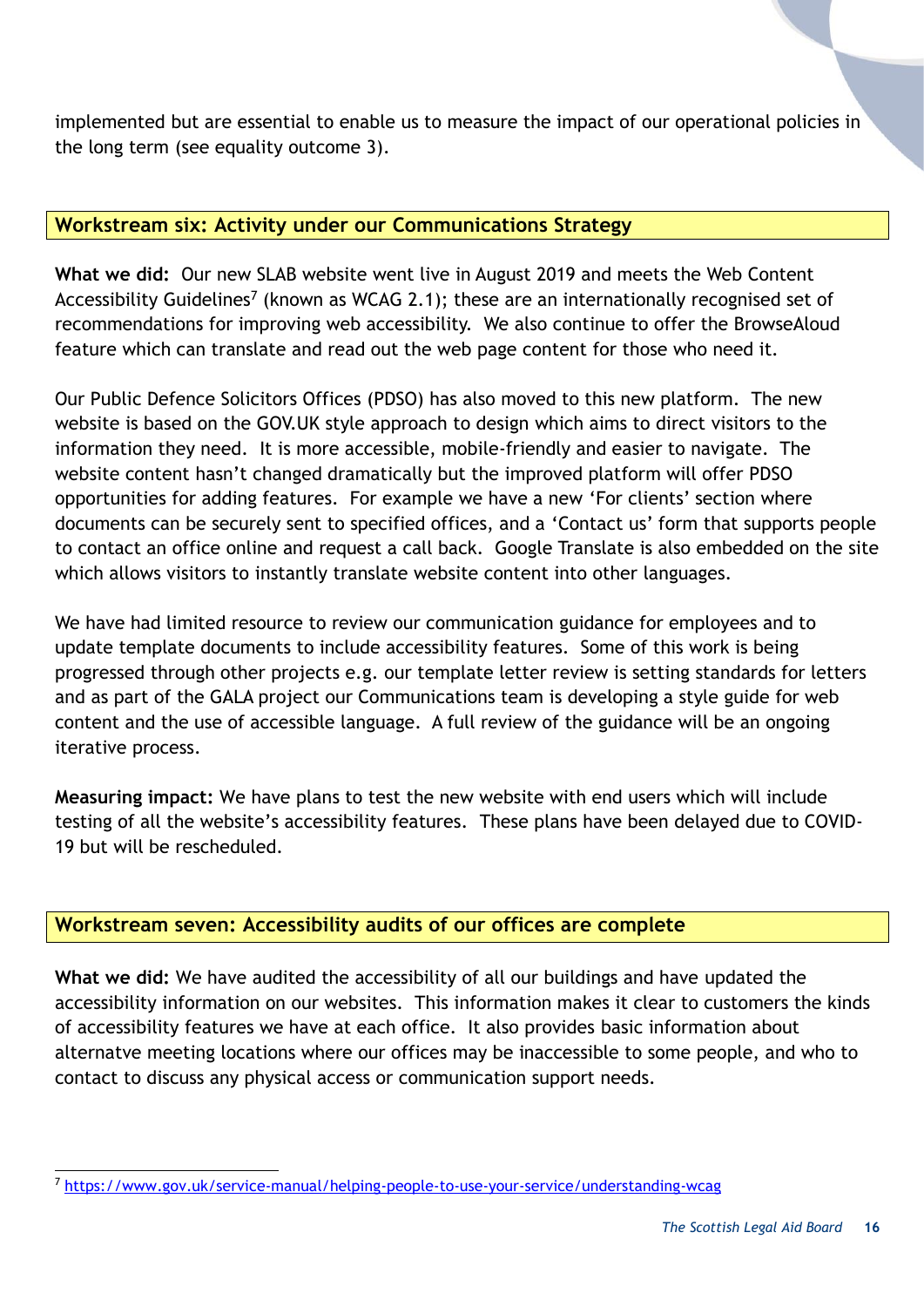implemented but are essential to enable us to measure the impact of our operational policies in the long term (see equality outcome 3).

## Workstream six: Activity under our Communications Strategy

**What we did:** Our new SLAB website went live in August 2019 and meets the Web Content Accessibility Guidelines[7] (known as WCAG 2.1); these are an internationally recognised set of recommendations for improving web accessibility. We also continue to offer the BrowseAloud feature which can translate and read out the web page content for those who need it.

Our Public Defence Solicitors Offices (PDSO) has also moved to this new platform. The new website is based on the GOV.UK style approach to design which aims to direct visitors to the information they need. It is more accessible, mobile-friendly and easier to navigate. The website content hasn't changed dramatically but the improved platform will offer PDSO opportunities for adding features. For example we have a new 'For clients' section where documents can be securely sent to specified offices, and a 'Contact us' form that supports people to contact an office online and request a call back. Google Translate is also embedded on the site which allows visitors to instantly translate website content into other languages.

We have had limited resource to review our communication guidance for employees and to update template documents to include accessibility features. Some of this work is being progressed through other projects e.g. our template letter review is setting standards for letters and as part of the GALA project our Communications team is developing a style guide for web content and the use of accessible language. A full review of the guidance will be an ongoing iterative process.

**Measuring impact:** We have plans to test the new website with end users which will include testing of all the website's accessibility features. These plans have been delayed due to COVID-19 but will be rescheduled.

## Workstream seven: Accessibility audits of our offices are complete

**What we did:** We have audited the accessibility of all our buildings and have updated the accessibility information on our websites. This information makes it clear to customers the kinds of accessibility features we have at each office. It also provides basic information about alternatve meeting locations where our offices may be inaccessible to some people, and who to contact to discuss any physical access or communication support needs.

---

[7] https://www.gov.uk/service-manual/helping-people-to-use-your-service/understanding-wcag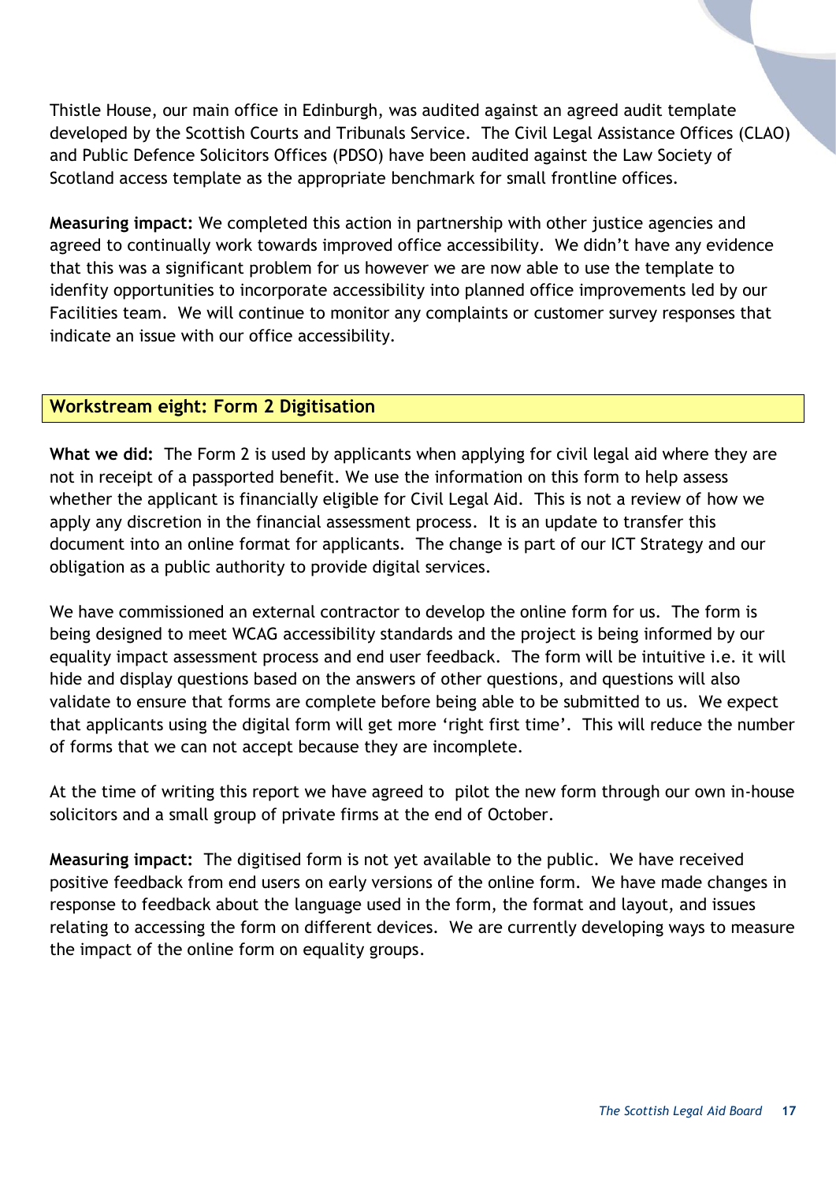Thistle House, our main office in Edinburgh, was audited against an agreed audit template developed by the Scottish Courts and Tribunals Service. The Civil Legal Assistance Offices (CLAO) and Public Defence Solicitors Offices (PDSO) have been audited against the Law Society of Scotland access template as the appropriate benchmark for small frontline offices.

**Measuring impact:** We completed this action in partnership with other justice agencies and agreed to continually work towards improved office accessibility. We didn't have any evidence that this was a significant problem for us however we are now able to use the template to idenfity opportunities to incorporate accessibility into planned office improvements led by our Facilities team. We will continue to monitor any complaints or customer survey responses that indicate an issue with our office accessibility.

## Workstream eight: Form 2 Digitisation

**What we did:** The Form 2 is used by applicants when applying for civil legal aid where they are not in receipt of a passported benefit. We use the information on this form to help assess whether the applicant is financially eligible for Civil Legal Aid. This is not a review of how we apply any discretion in the financial assessment process. It is an update to transfer this document into an online format for applicants. The change is part of our ICT Strategy and our obligation as a public authority to provide digital services.

We have commissioned an external contractor to develop the online form for us. The form is being designed to meet WCAG accessibility standards and the project is being informed by our equality impact assessment process and end user feedback. The form will be intuitive i.e. it will hide and display questions based on the answers of other questions, and questions will also validate to ensure that forms are complete before being able to be submitted to us. We expect that applicants using the digital form will get more 'right first time'. This will reduce the number of forms that we can not accept because they are incomplete.

At the time of writing this report we have agreed to pilot the new form through our own in-house solicitors and a small group of private firms at the end of October.

**Measuring impact:** The digitised form is not yet available to the public. We have received positive feedback from end users on early versions of the online form. We have made changes in response to feedback about the language used in the form, the format and layout, and issues relating to accessing the form on different devices. We are currently developing ways to measure the impact of the online form on equality groups.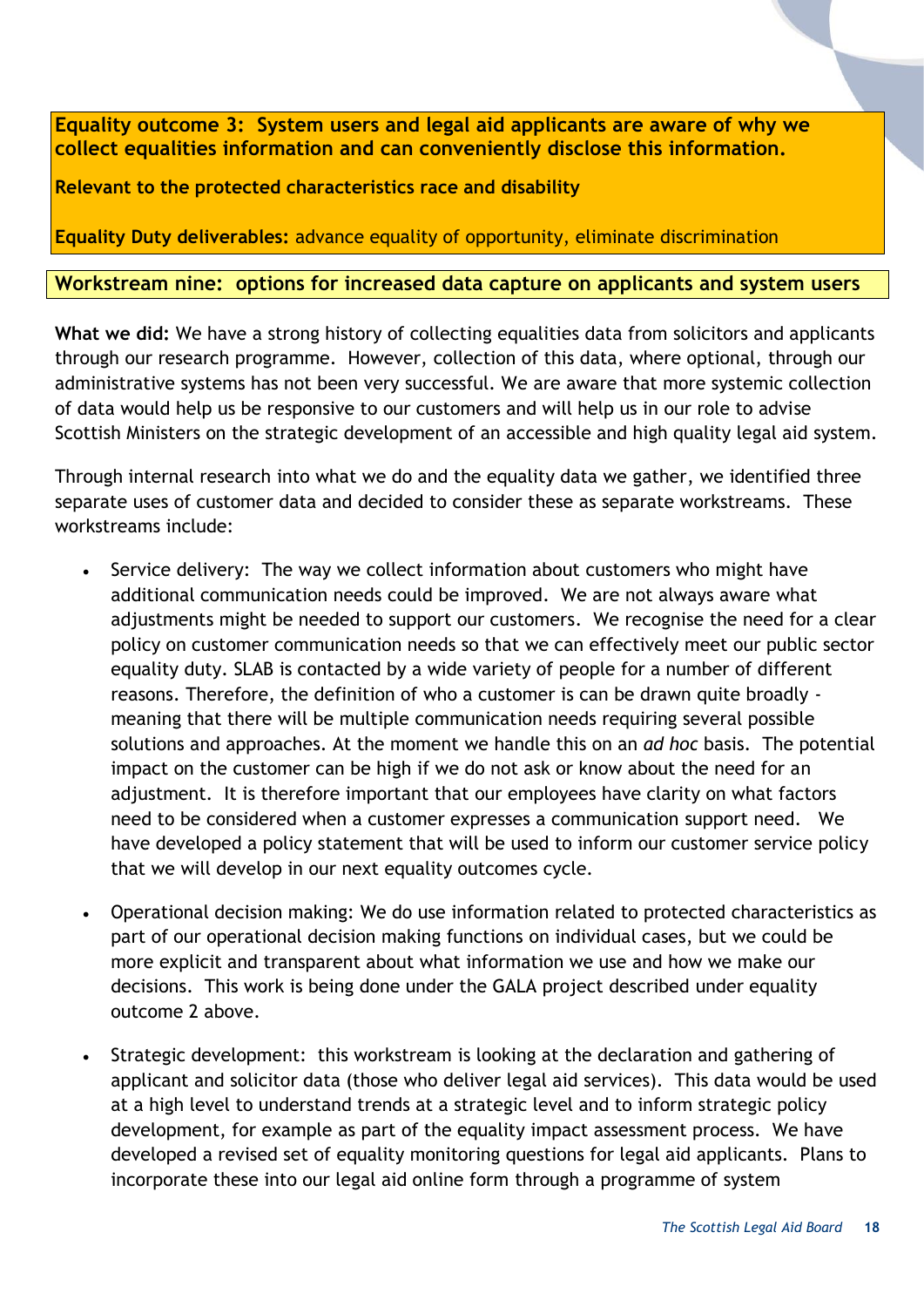**Equality outcome 3: System users and legal aid applicants are aware of why we collect equalities information and can conveniently disclose this information.**

**Relevant to the protected characteristics race and disability**

**Equality Duty deliverables:** advance equality of opportunity, eliminate discrimination

**Workstream nine: options for increased data capture on applicants and system users**

**What we did:** We have a strong history of collecting equalities data from solicitors and applicants through our research programme. However, collection of this data, where optional, through our administrative systems has not been very successful. We are aware that more systemic collection of data would help us be responsive to our customers and will help us in our role to advise Scottish Ministers on the strategic development of an accessible and high quality legal aid system.

Through internal research into what we do and the equality data we gather, we identified three separate uses of customer data and decided to consider these as separate workstreams. These workstreams include:

- Service delivery: The way we collect information about customers who might have additional communication needs could be improved. We are not always aware what adjustments might be needed to support our customers. We recognise the need for a clear policy on customer communication needs so that we can effectively meet our public sector equality duty. SLAB is contacted by a wide variety of people for a number of different reasons. Therefore, the definition of who a customer is can be drawn quite broadly - meaning that there will be multiple communication needs requiring several possible solutions and approaches. At the moment we handle this on an *ad hoc* basis. The potential impact on the customer can be high if we do not ask or know about the need for an adjustment. It is therefore important that our employees have clarity on what factors need to be considered when a customer expresses a communication support need. We have developed a policy statement that will be used to inform our customer service policy that we will develop in our next equality outcomes cycle.

- Operational decision making: We do use information related to protected characteristics as part of our operational decision making functions on individual cases, but we could be more explicit and transparent about what information we use and how we make our decisions. This work is being done under the GALA project described under equality outcome 2 above.

- Strategic development: this workstream is looking at the declaration and gathering of applicant and solicitor data (those who deliver legal aid services). This data would be used at a high level to understand trends at a strategic level and to inform strategic policy development, for example as part of the equality impact assessment process. We have developed a revised set of equality monitoring questions for legal aid applicants. Plans to incorporate these into our legal aid online form through a programme of system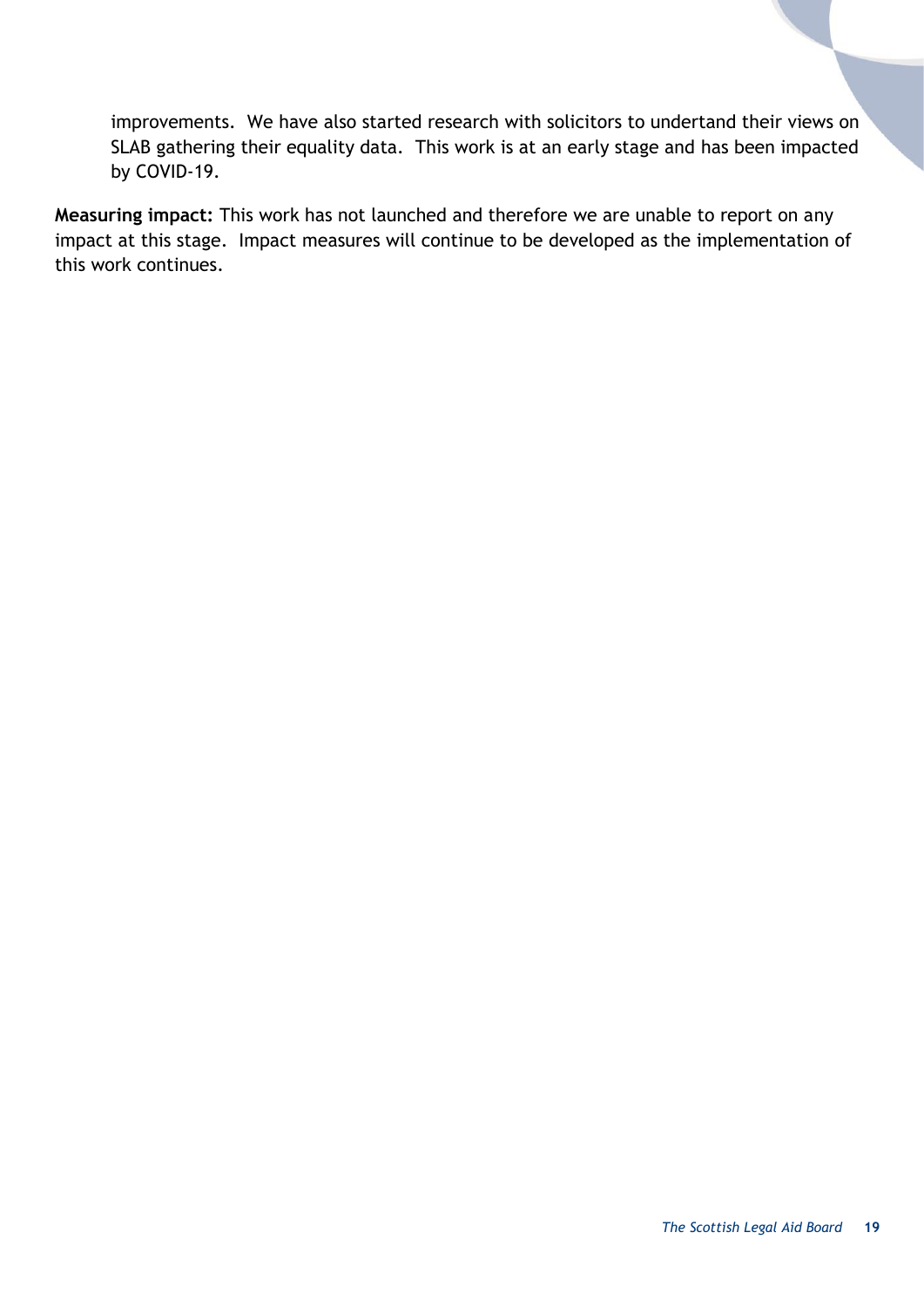improvements. We have also started research with solicitors to undertand their views on SLAB gathering their equality data. This work is at an early stage and has been impacted by COVID-19.

**Measuring impact:** This work has not launched and therefore we are unable to report on any impact at this stage. Impact measures will continue to be developed as the implementation of this work continues.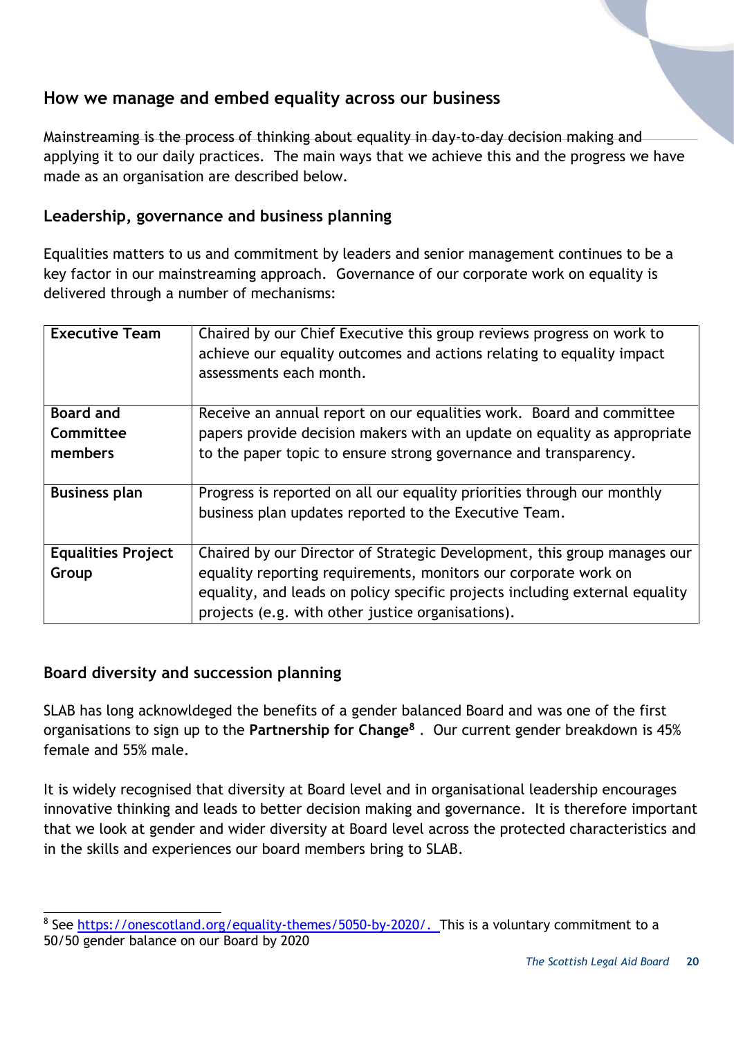## How we manage and embed equality across our business

Mainstreaming is the process of thinking about equality in day-to-day decision making and applying it to our daily practices. The main ways that we achieve this and the progress we have made as an organisation are described below.

### Leadership, governance and business planning

Equalities matters to us and commitment by leaders and senior management continues to be a key factor in our mainstreaming approach. Governance of our corporate work on equality is delivered through a number of mechanisms:

| | |
|---|---|
| **Executive Team** | Chaired by our Chief Executive this group reviews progress on work to achieve our equality outcomes and actions relating to equality impact assessments each month. |
| **Board and Committee members** | Receive an annual report on our equalities work. Board and committee papers provide decision makers with an update on equality as appropriate to the paper topic to ensure strong governance and transparency. |
| **Business plan** | Progress is reported on all our equality priorities through our monthly business plan updates reported to the Executive Team. |
| **Equalities Project Group** | Chaired by our Director of Strategic Development, this group manages our equality reporting requirements, monitors our corporate work on equality, and leads on policy specific projects including external equality projects (e.g. with other justice organisations). |

### Board diversity and succession planning

SLAB has long acknowldeged the benefits of a gender balanced Board and was one of the first organisations to sign up to the **Partnership for Change**[8] . Our current gender breakdown is 45% female and 55% male.

It is widely recognised that diversity at Board level and in organisational leadership encourages innovative thinking and leads to better decision making and governance. It is therefore important that we look at gender and wider diversity at Board level across the protected characteristics and in the skills and experiences our board members bring to SLAB.

[8] See https://onescotland.org/equality-themes/5050-by-2020/. This is a voluntary commitment to a 50/50 gender balance on our Board by 2020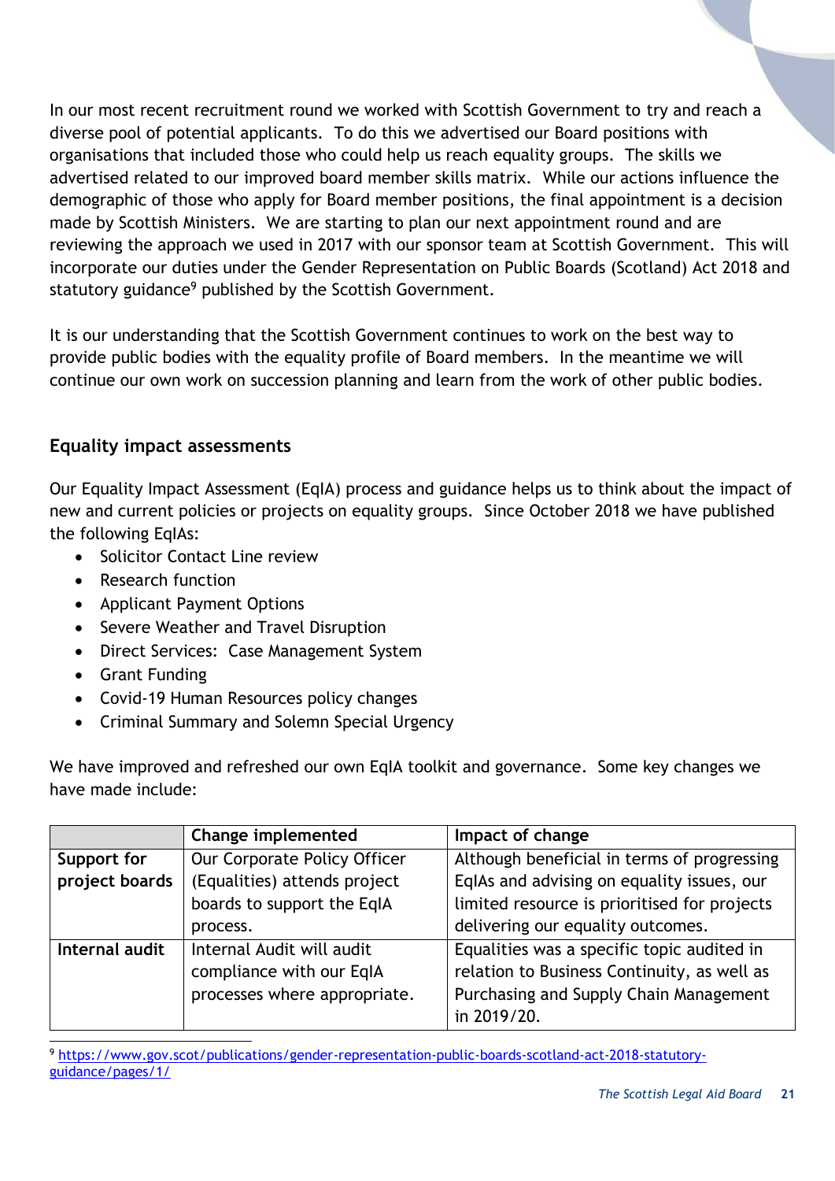In our most recent recruitment round we worked with Scottish Government to try and reach a diverse pool of potential applicants. To do this we advertised our Board positions with organisations that included those who could help us reach equality groups. The skills we advertised related to our improved board member skills matrix. While our actions influence the demographic of those who apply for Board member positions, the final appointment is a decision made by Scottish Ministers. We are starting to plan our next appointment round and are reviewing the approach we used in 2017 with our sponsor team at Scottish Government. This will incorporate our duties under the Gender Representation on Public Boards (Scotland) Act 2018 and statutory guidance[9] published by the Scottish Government.

It is our understanding that the Scottish Government continues to work on the best way to provide public bodies with the equality profile of Board members. In the meantime we will continue our own work on succession planning and learn from the work of other public bodies.

### Equality impact assessments

Our Equality Impact Assessment (EqIA) process and guidance helps us to think about the impact of new and current policies or projects on equality groups. Since October 2018 we have published the following EqIAs:

- Solicitor Contact Line review
- Research function
- Applicant Payment Options
- Severe Weather and Travel Disruption
- Direct Services: Case Management System
- Grant Funding
- Covid-19 Human Resources policy changes
- Criminal Summary and Solemn Special Urgency

We have improved and refreshed our own EqIA toolkit and governance. Some key changes we have made include:

| | Change implemented | Impact of change |
|---|---|---|
| **Support for project boards** | Our Corporate Policy Officer (Equalities) attends project boards to support the EqIA process. | Although beneficial in terms of progressing EqIAs and advising on equality issues, our limited resource is prioritised for projects delivering our equality outcomes. |
| **Internal audit** | Internal Audit will audit compliance with our EqIA processes where appropriate. | Equalities was a specific topic audited in relation to Business Continuity, as well as Purchasing and Supply Chain Management in 2019/20. |

[9] https://www.gov.scot/publications/gender-representation-public-boards-scotland-act-2018-statutory-guidance/pages/1/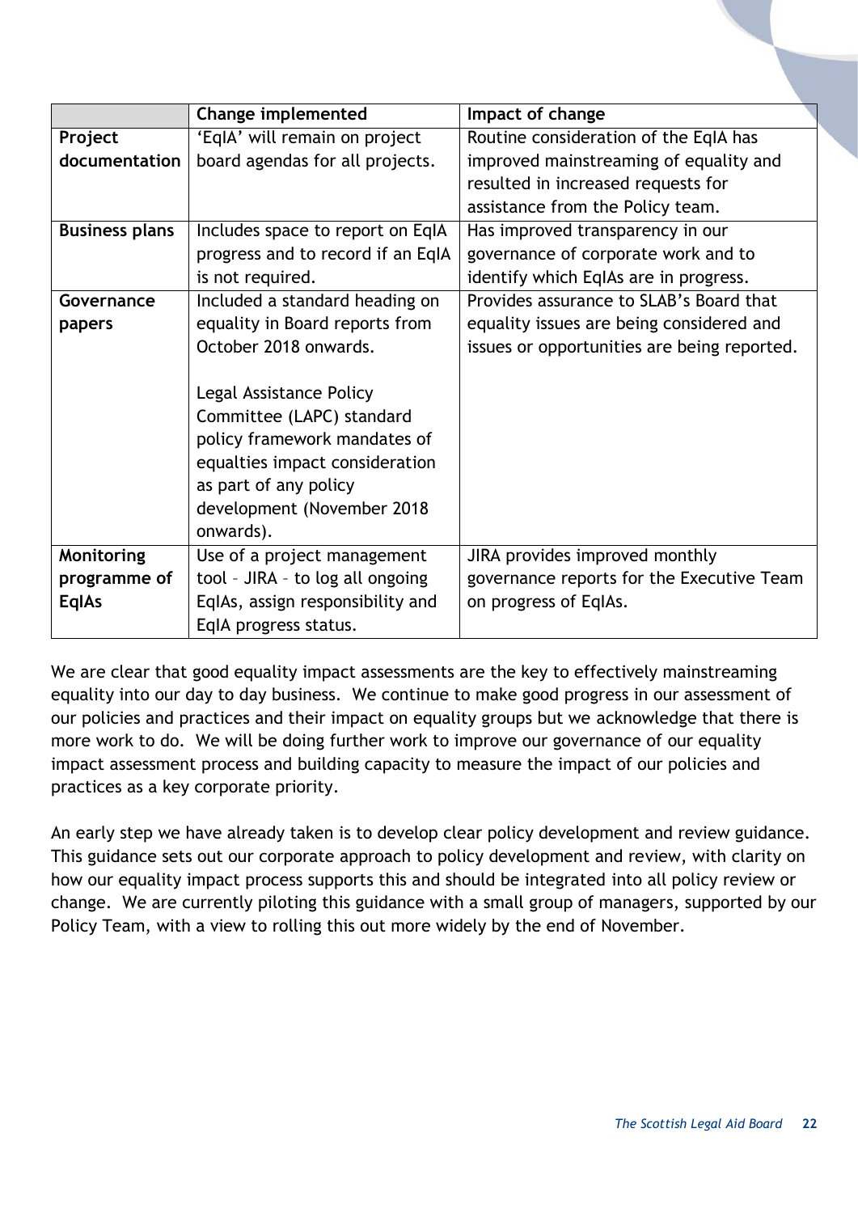| | Change implemented | Impact of change |
|---|---|---|
| **Project documentation** | 'EqIA' will remain on project board agendas for all projects. | Routine consideration of the EqIA has improved mainstreaming of equality and resulted in increased requests for assistance from the Policy team. |
| **Business plans** | Includes space to report on EqIA progress and to record if an EqIA is not required. | Has improved transparency in our governance of corporate work and to identify which EqIAs are in progress. |
| **Governance papers** | Included a standard heading on equality in Board reports from October 2018 onwards.<br><br>Legal Assistance Policy Committee (LAPC) standard policy framework mandates of equalties impact consideration as part of any policy development (November 2018 onwards). | Provides assurance to SLAB's Board that equality issues are being considered and issues or opportunities are being reported. |
| **Monitoring programme of EqIAs** | Use of a project management tool – JIRA – to log all ongoing EqIAs, assign responsibility and EqIA progress status. | JIRA provides improved monthly governance reports for the Executive Team on progress of EqIAs. |

We are clear that good equality impact assessments are the key to effectively mainstreaming equality into our day to day business. We continue to make good progress in our assessment of our policies and practices and their impact on equality groups but we acknowledge that there is more work to do. We will be doing further work to improve our governance of our equality impact assessment process and building capacity to measure the impact of our policies and practices as a key corporate priority.

An early step we have already taken is to develop clear policy development and review guidance. This guidance sets out our corporate approach to policy development and review, with clarity on how our equality impact process supports this and should be integrated into all policy review or change. We are currently piloting this guidance with a small group of managers, supported by our Policy Team, with a view to rolling this out more widely by the end of November.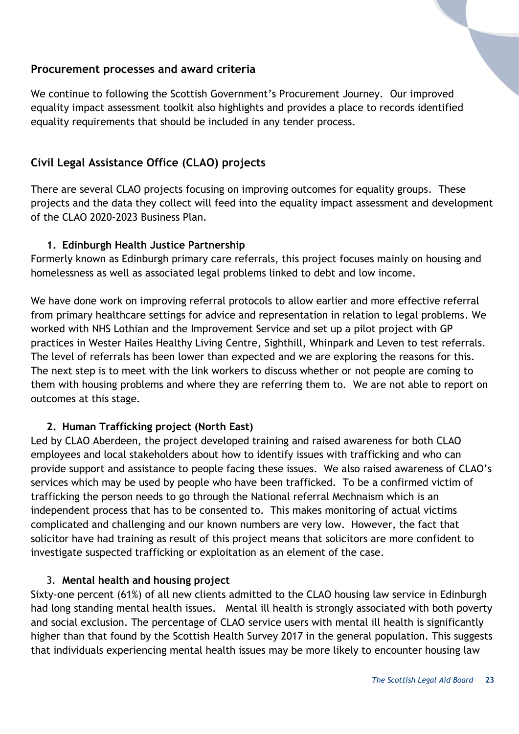## Procurement processes and award criteria

We continue to following the Scottish Government's Procurement Journey. Our improved equality impact assessment toolkit also highlights and provides a place to records identified equality requirements that should be included in any tender process.

## Civil Legal Assistance Office (CLAO) projects

There are several CLAO projects focusing on improving outcomes for equality groups. These projects and the data they collect will feed into the equality impact assessment and development of the CLAO 2020-2023 Business Plan.

### 1. Edinburgh Health Justice Partnership

Formerly known as Edinburgh primary care referrals, this project focuses mainly on housing and homelessness as well as associated legal problems linked to debt and low income.

We have done work on improving referral protocols to allow earlier and more effective referral from primary healthcare settings for advice and representation in relation to legal problems. We worked with NHS Lothian and the Improvement Service and set up a pilot project with GP practices in Wester Hailes Healthy Living Centre, Sighthill, Whinpark and Leven to test referrals. The level of referrals has been lower than expected and we are exploring the reasons for this. The next step is to meet with the link workers to discuss whether or not people are coming to them with housing problems and where they are referring them to. We are not able to report on outcomes at this stage.

### 2. Human Trafficking project (North East)

Led by CLAO Aberdeen, the project developed training and raised awareness for both CLAO employees and local stakeholders about how to identify issues with trafficking and who can provide support and assistance to people facing these issues. We also raised awareness of CLAO's services which may be used by people who have been trafficked. To be a confirmed victim of trafficking the person needs to go through the National referral Mechnaism which is an independent process that has to be consented to. This makes monitoring of actual victims complicated and challenging and our known numbers are very low. However, the fact that solicitor have had training as result of this project means that solicitors are more confident to investigate suspected trafficking or exploitation as an element of the case.

### 3. Mental health and housing project

Sixty-one percent (61%) of all new clients admitted to the CLAO housing law service in Edinburgh had long standing mental health issues. Mental ill health is strongly associated with both poverty and social exclusion. The percentage of CLAO service users with mental ill health is significantly higher than that found by the Scottish Health Survey 2017 in the general population. This suggests that individuals experiencing mental health issues may be more likely to encounter housing law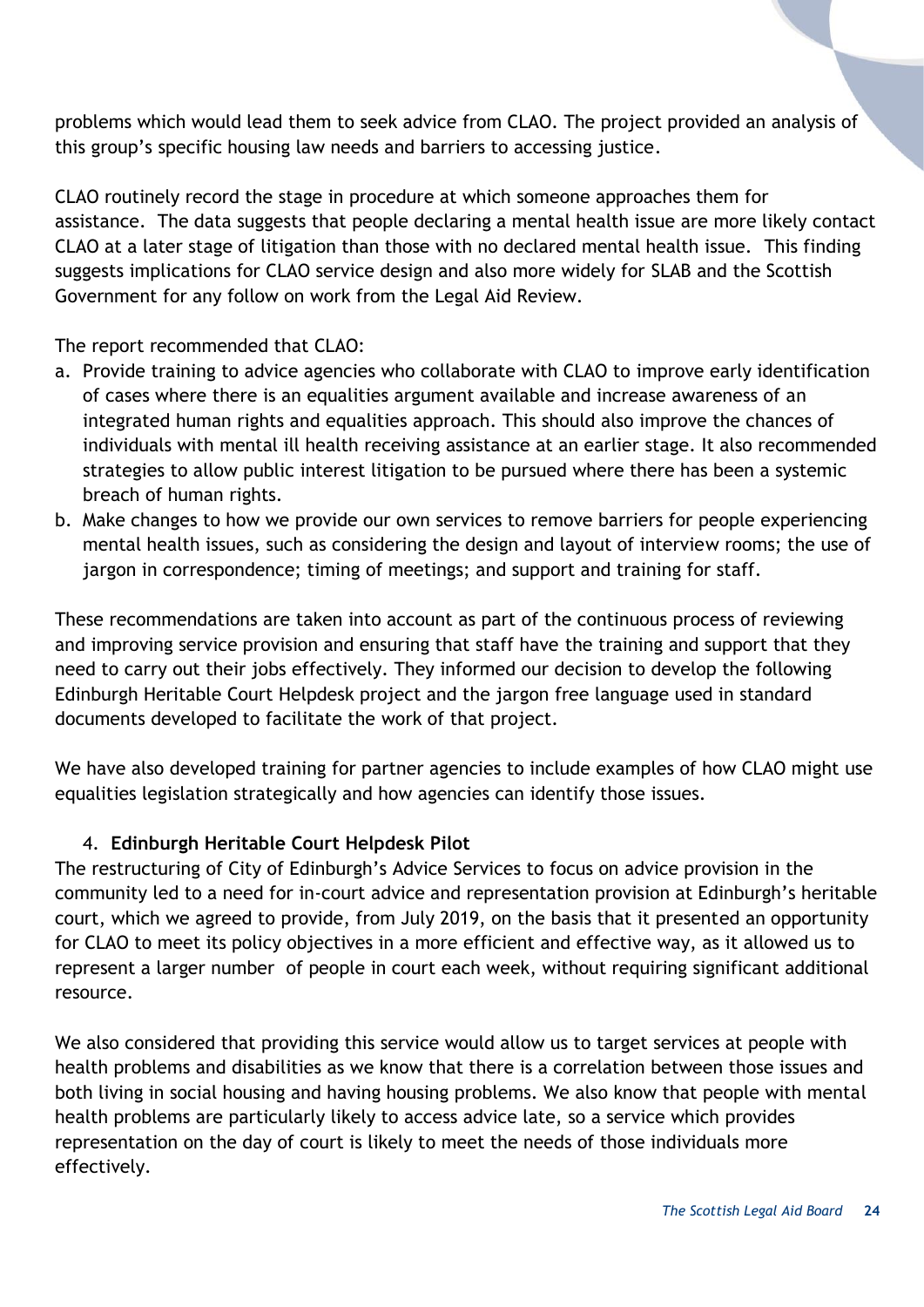problems which would lead them to seek advice from CLAO. The project provided an analysis of this group's specific housing law needs and barriers to accessing justice.

CLAO routinely record the stage in procedure at which someone approaches them for assistance. The data suggests that people declaring a mental health issue are more likely contact CLAO at a later stage of litigation than those with no declared mental health issue. This finding suggests implications for CLAO service design and also more widely for SLAB and the Scottish Government for any follow on work from the Legal Aid Review.

The report recommended that CLAO:

a. Provide training to advice agencies who collaborate with CLAO to improve early identification of cases where there is an equalities argument available and increase awareness of an integrated human rights and equalities approach. This should also improve the chances of individuals with mental ill health receiving assistance at an earlier stage. It also recommended strategies to allow public interest litigation to be pursued where there has been a systemic breach of human rights.
b. Make changes to how we provide our own services to remove barriers for people experiencing mental health issues, such as considering the design and layout of interview rooms; the use of jargon in correspondence; timing of meetings; and support and training for staff.

These recommendations are taken into account as part of the continuous process of reviewing and improving service provision and ensuring that staff have the training and support that they need to carry out their jobs effectively. They informed our decision to develop the following Edinburgh Heritable Court Helpdesk project and the jargon free language used in standard documents developed to facilitate the work of that project.

We have also developed training for partner agencies to include examples of how CLAO might use equalities legislation strategically and how agencies can identify those issues.

4. **Edinburgh Heritable Court Helpdesk Pilot**

The restructuring of City of Edinburgh's Advice Services to focus on advice provision in the community led to a need for in-court advice and representation provision at Edinburgh's heritable court, which we agreed to provide, from July 2019, on the basis that it presented an opportunity for CLAO to meet its policy objectives in a more efficient and effective way, as it allowed us to represent a larger number of people in court each week, without requiring significant additional resource.

We also considered that providing this service would allow us to target services at people with health problems and disabilities as we know that there is a correlation between those issues and both living in social housing and having housing problems. We also know that people with mental health problems are particularly likely to access advice late, so a service which provides representation on the day of court is likely to meet the needs of those individuals more effectively.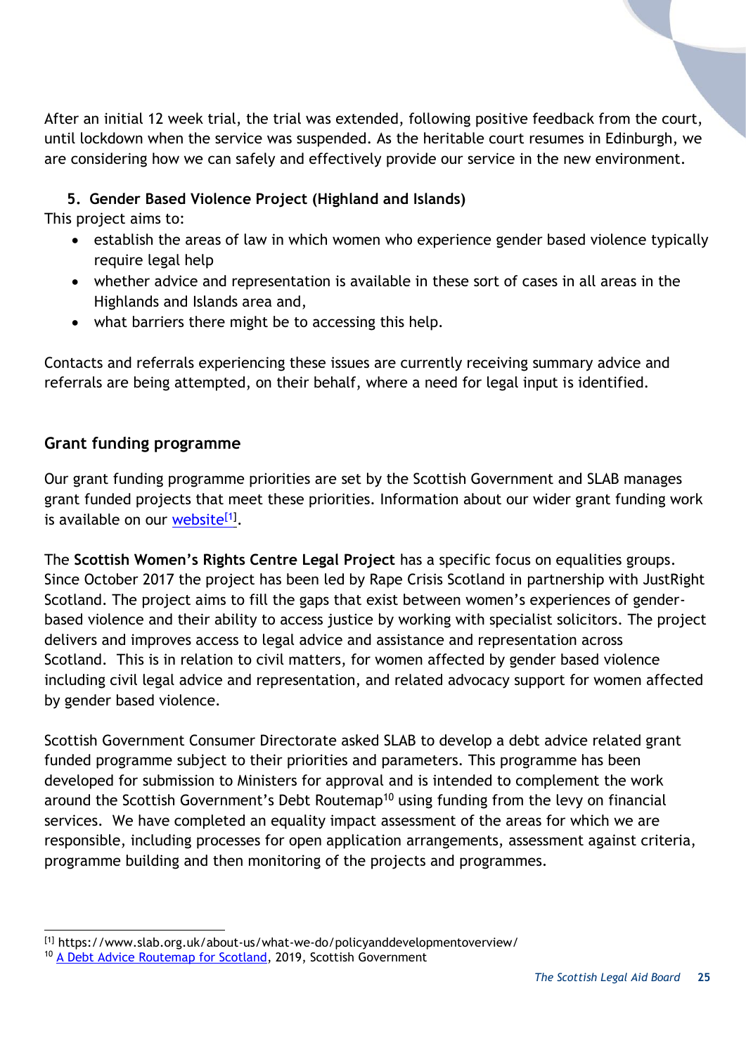After an initial 12 week trial, the trial was extended, following positive feedback from the court, until lockdown when the service was suspended. As the heritable court resumes in Edinburgh, we are considering how we can safely and effectively provide our service in the new environment.

**5. Gender Based Violence Project (Highland and Islands)**

This project aims to:

- establish the areas of law in which women who experience gender based violence typically require legal help
- whether advice and representation is available in these sort of cases in all areas in the Highlands and Islands area and,
- what barriers there might be to accessing this help.

Contacts and referrals experiencing these issues are currently receiving summary advice and referrals are being attempted, on their behalf, where a need for legal input is identified.

## Grant funding programme

Our grant funding programme priorities are set by the Scottish Government and SLAB manages grant funded projects that meet these priorities. Information about our wider grant funding work is available on our website[1].

The **Scottish Women's Rights Centre Legal Project** has a specific focus on equalities groups. Since October 2017 the project has been led by Rape Crisis Scotland in partnership with JustRight Scotland. The project aims to fill the gaps that exist between women's experiences of gender-based violence and their ability to access justice by working with specialist solicitors. The project delivers and improves access to legal advice and assistance and representation across Scotland. This is in relation to civil matters, for women affected by gender based violence including civil legal advice and representation, and related advocacy support for women affected by gender based violence.

Scottish Government Consumer Directorate asked SLAB to develop a debt advice related grant funded programme subject to their priorities and parameters. This programme has been developed for submission to Ministers for approval and is intended to complement the work around the Scottish Government's Debt Routemap[10] using funding from the levy on financial services. We have completed an equality impact assessment of the areas for which we are responsible, including processes for open application arrangements, assessment against criteria, programme building and then monitoring of the projects and programmes.

---

[1] https://www.slab.org.uk/about-us/what-we-do/policyanddevelopmentoverview/

[10] A Debt Advice Routemap for Scotland, 2019, Scottish Government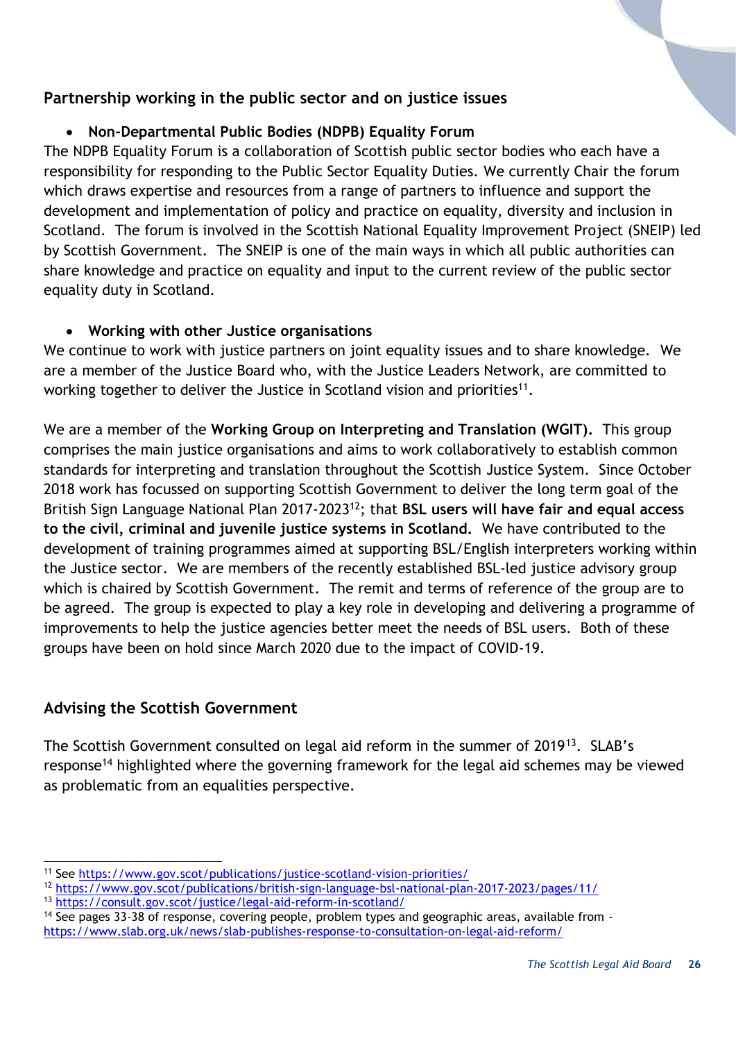## Partnership working in the public sector and on justice issues

- **Non-Departmental Public Bodies (NDPB) Equality Forum**

The NDPB Equality Forum is a collaboration of Scottish public sector bodies who each have a responsibility for responding to the Public Sector Equality Duties. We currently Chair the forum which draws expertise and resources from a range of partners to influence and support the development and implementation of policy and practice on equality, diversity and inclusion in Scotland. The forum is involved in the Scottish National Equality Improvement Project (SNEIP) led by Scottish Government. The SNEIP is one of the main ways in which all public authorities can share knowledge and practice on equality and input to the current review of the public sector equality duty in Scotland.

- **Working with other Justice organisations**

We continue to work with justice partners on joint equality issues and to share knowledge. We are a member of the Justice Board who, with the Justice Leaders Network, are committed to working together to deliver the Justice in Scotland vision and priorities[11].

We are a member of the **Working Group on Interpreting and Translation (WGIT).** This group comprises the main justice organisations and aims to work collaboratively to establish common standards for interpreting and translation throughout the Scottish Justice System. Since October 2018 work has focussed on supporting Scottish Government to deliver the long term goal of the British Sign Language National Plan 2017-2023[12]; that **BSL users will have fair and equal access to the civil, criminal and juvenile justice systems in Scotland.** We have contributed to the development of training programmes aimed at supporting BSL/English interpreters working within the Justice sector. We are members of the recently established BSL-led justice advisory group which is chaired by Scottish Government. The remit and terms of reference of the group are to be agreed. The group is expected to play a key role in developing and delivering a programme of improvements to help the justice agencies better meet the needs of BSL users. Both of these groups have been on hold since March 2020 due to the impact of COVID-19.

## Advising the Scottish Government

The Scottish Government consulted on legal aid reform in the summer of 2019[13]. SLAB's response[14] highlighted where the governing framework for the legal aid schemes may be viewed as problematic from an equalities perspective.

---

[11] See https://www.gov.scot/publications/justice-scotland-vision-priorities/

[12] https://www.gov.scot/publications/british-sign-language-bsl-national-plan-2017-2023/pages/11/

[13] https://consult.gov.scot/justice/legal-aid-reform-in-scotland/

[14] See pages 33-38 of response, covering people, problem types and geographic areas, available from - https://www.slab.org.uk/news/slab-publishes-response-to-consultation-on-legal-aid-reform/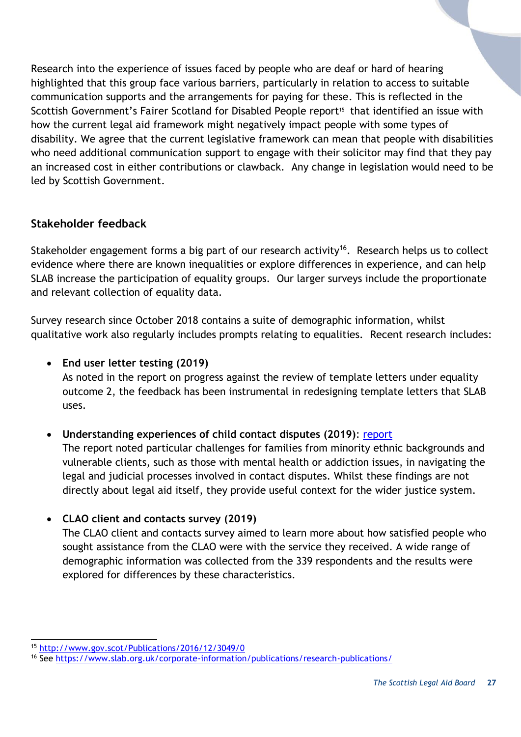Research into the experience of issues faced by people who are deaf or hard of hearing highlighted that this group face various barriers, particularly in relation to access to suitable communication supports and the arrangements for paying for these. This is reflected in the Scottish Government's Fairer Scotland for Disabled People report[15] that identified an issue with how the current legal aid framework might negatively impact people with some types of disability. We agree that the current legislative framework can mean that people with disabilities who need additional communication support to engage with their solicitor may find that they pay an increased cost in either contributions or clawback. Any change in legislation would need to be led by Scottish Government.

## Stakeholder feedback

Stakeholder engagement forms a big part of our research activity[16]. Research helps us to collect evidence where there are known inequalities or explore differences in experience, and can help SLAB increase the participation of equality groups. Our larger surveys include the proportionate and relevant collection of equality data.

Survey research since October 2018 contains a suite of demographic information, whilst qualitative work also regularly includes prompts relating to equalities. Recent research includes:

- **End user letter testing (2019)**
  As noted in the report on progress against the review of template letters under equality outcome 2, the feedback has been instrumental in redesigning template letters that SLAB uses.

- **Understanding experiences of child contact disputes (2019)**: report
  The report noted particular challenges for families from minority ethnic backgrounds and vulnerable clients, such as those with mental health or addiction issues, in navigating the legal and judicial processes involved in contact disputes. Whilst these findings are not directly about legal aid itself, they provide useful context for the wider justice system.

- **CLAO client and contacts survey (2019)**
  The CLAO client and contacts survey aimed to learn more about how satisfied people who sought assistance from the CLAO were with the service they received. A wide range of demographic information was collected from the 339 respondents and the results were explored for differences by these characteristics.

[15] http://www.gov.scot/Publications/2016/12/3049/0

[16] See https://www.slab.org.uk/corporate-information/publications/research-publications/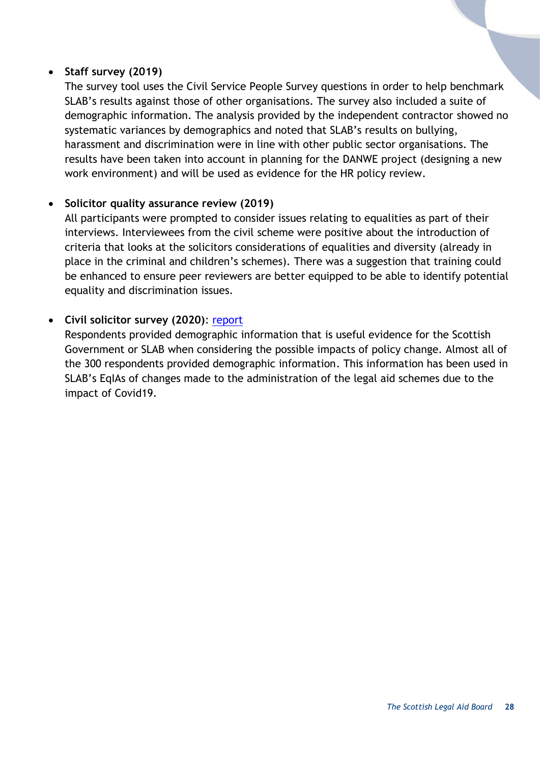- **Staff survey (2019)**
  The survey tool uses the Civil Service People Survey questions in order to help benchmark SLAB's results against those of other organisations. The survey also included a suite of demographic information. The analysis provided by the independent contractor showed no systematic variances by demographics and noted that SLAB's results on bullying, harassment and discrimination were in line with other public sector organisations. The results have been taken into account in planning for the DANWE project (designing a new work environment) and will be used as evidence for the HR policy review.

- **Solicitor quality assurance review (2019)**
  All participants were prompted to consider issues relating to equalities as part of their interviews. Interviewees from the civil scheme were positive about the introduction of criteria that looks at the solicitors considerations of equalities and diversity (already in place in the criminal and children's schemes). There was a suggestion that training could be enhanced to ensure peer reviewers are better equipped to be able to identify potential equality and discrimination issues.

- **Civil solicitor survey (2020)**: report
  Respondents provided demographic information that is useful evidence for the Scottish Government or SLAB when considering the possible impacts of policy change. Almost all of the 300 respondents provided demographic information. This information has been used in SLAB's EqIAs of changes made to the administration of the legal aid schemes due to the impact of Covid19.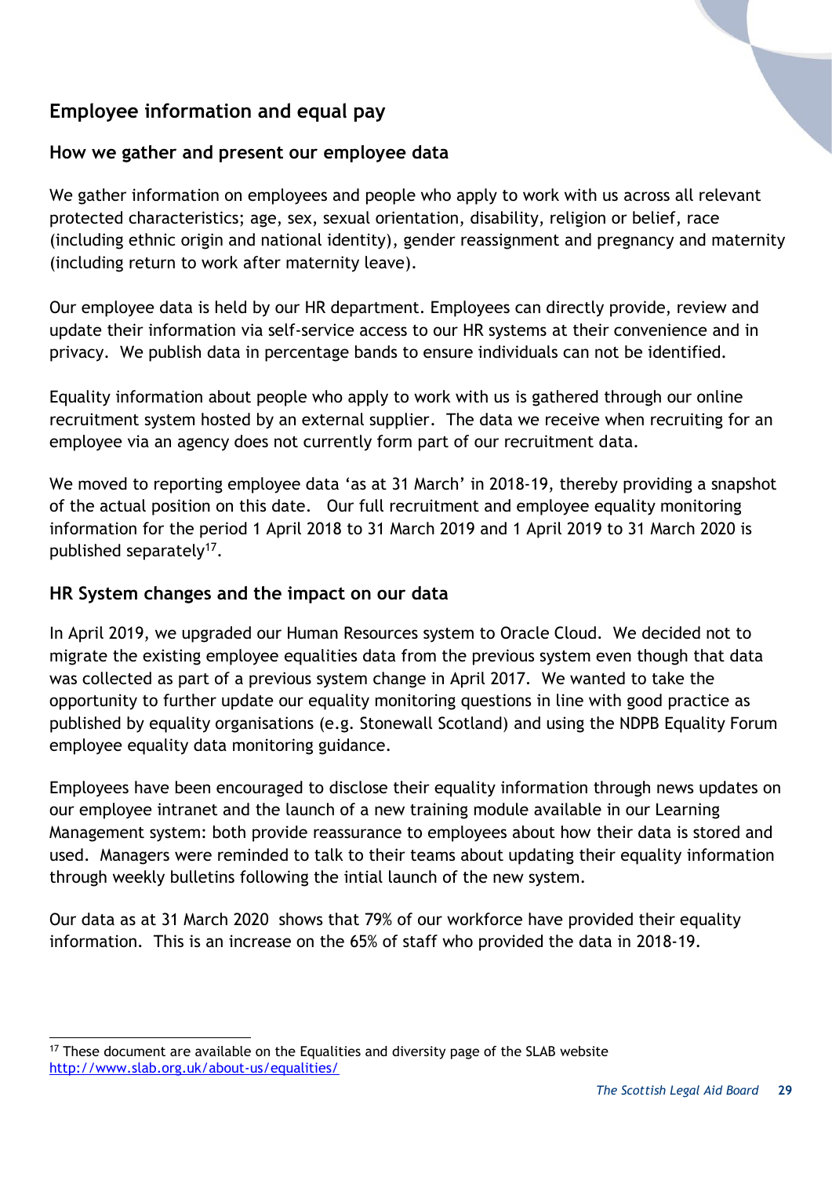## Employee information and equal pay

### How we gather and present our employee data

We gather information on employees and people who apply to work with us across all relevant protected characteristics; age, sex, sexual orientation, disability, religion or belief, race (including ethnic origin and national identity), gender reassignment and pregnancy and maternity (including return to work after maternity leave).

Our employee data is held by our HR department. Employees can directly provide, review and update their information via self-service access to our HR systems at their convenience and in privacy. We publish data in percentage bands to ensure individuals can not be identified.

Equality information about people who apply to work with us is gathered through our online recruitment system hosted by an external supplier. The data we receive when recruiting for an employee via an agency does not currently form part of our recruitment data.

We moved to reporting employee data 'as at 31 March' in 2018-19, thereby providing a snapshot of the actual position on this date. Our full recruitment and employee equality monitoring information for the period 1 April 2018 to 31 March 2019 and 1 April 2019 to 31 March 2020 is published separately[17].

### HR System changes and the impact on our data

In April 2019, we upgraded our Human Resources system to Oracle Cloud. We decided not to migrate the existing employee equalities data from the previous system even though that data was collected as part of a previous system change in April 2017. We wanted to take the opportunity to further update our equality monitoring questions in line with good practice as published by equality organisations (e.g. Stonewall Scotland) and using the NDPB Equality Forum employee equality data monitoring guidance.

Employees have been encouraged to disclose their equality information through news updates on our employee intranet and the launch of a new training module available in our Learning Management system: both provide reassurance to employees about how their data is stored and used. Managers were reminded to talk to their teams about updating their equality information through weekly bulletins following the intial launch of the new system.

Our data as at 31 March 2020 shows that 79% of our workforce have provided their equality information. This is an increase on the 65% of staff who provided the data in 2018-19.

---

[17] These document are available on the Equalities and diversity page of the SLAB website http://www.slab.org.uk/about-us/equalities/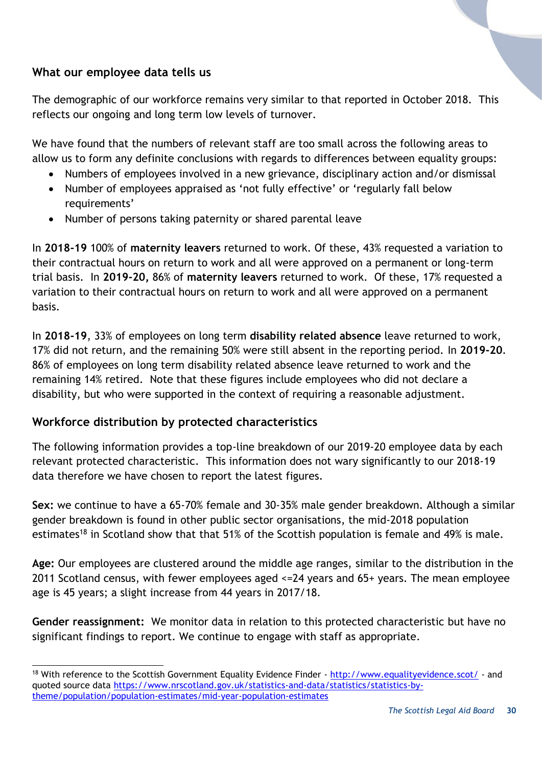## What our employee data tells us

The demographic of our workforce remains very similar to that reported in October 2018. This reflects our ongoing and long term low levels of turnover.

We have found that the numbers of relevant staff are too small across the following areas to allow us to form any definite conclusions with regards to differences between equality groups:

- Numbers of employees involved in a new grievance, disciplinary action and/or dismissal
- Number of employees appraised as 'not fully effective' or 'regularly fall below requirements'
- Number of persons taking paternity or shared parental leave

In **2018-19** 100% of **maternity leavers** returned to work. Of these, 43% requested a variation to their contractual hours on return to work and all were approved on a permanent or long-term trial basis. In **2019-20,** 86% of **maternity leavers** returned to work. Of these, 17% requested a variation to their contractual hours on return to work and all were approved on a permanent basis.

In **2018-19**, 33% of employees on long term **disability related absence** leave returned to work, 17% did not return, and the remaining 50% were still absent in the reporting period. In **2019-20**. 86% of employees on long term disability related absence leave returned to work and the remaining 14% retired. Note that these figures include employees who did not declare a disability, but who were supported in the context of requiring a reasonable adjustment.

## Workforce distribution by protected characteristics

The following information provides a top-line breakdown of our 2019-20 employee data by each relevant protected characteristic. This information does not vary significantly to our 2018-19 data therefore we have chosen to report the latest figures.

**Sex:** we continue to have a 65-70% female and 30-35% male gender breakdown. Although a similar gender breakdown is found in other public sector organisations, the mid-2018 population estimates[18] in Scotland show that that 51% of the Scottish population is female and 49% is male.

**Age:** Our employees are clustered around the middle age ranges, similar to the distribution in the 2011 Scotland census, with fewer employees aged <=24 years and 65+ years. The mean employee age is 45 years; a slight increase from 44 years in 2017/18.

**Gender reassignment:** We monitor data in relation to this protected characteristic but have no significant findings to report. We continue to engage with staff as appropriate.

[18] With reference to the Scottish Government Equality Evidence Finder - http://www.equalityevidence.scot/ - and quoted source data https://www.nrscotland.gov.uk/statistics-and-data/statistics/statistics-by-theme/population/population-estimates/mid-year-population-estimates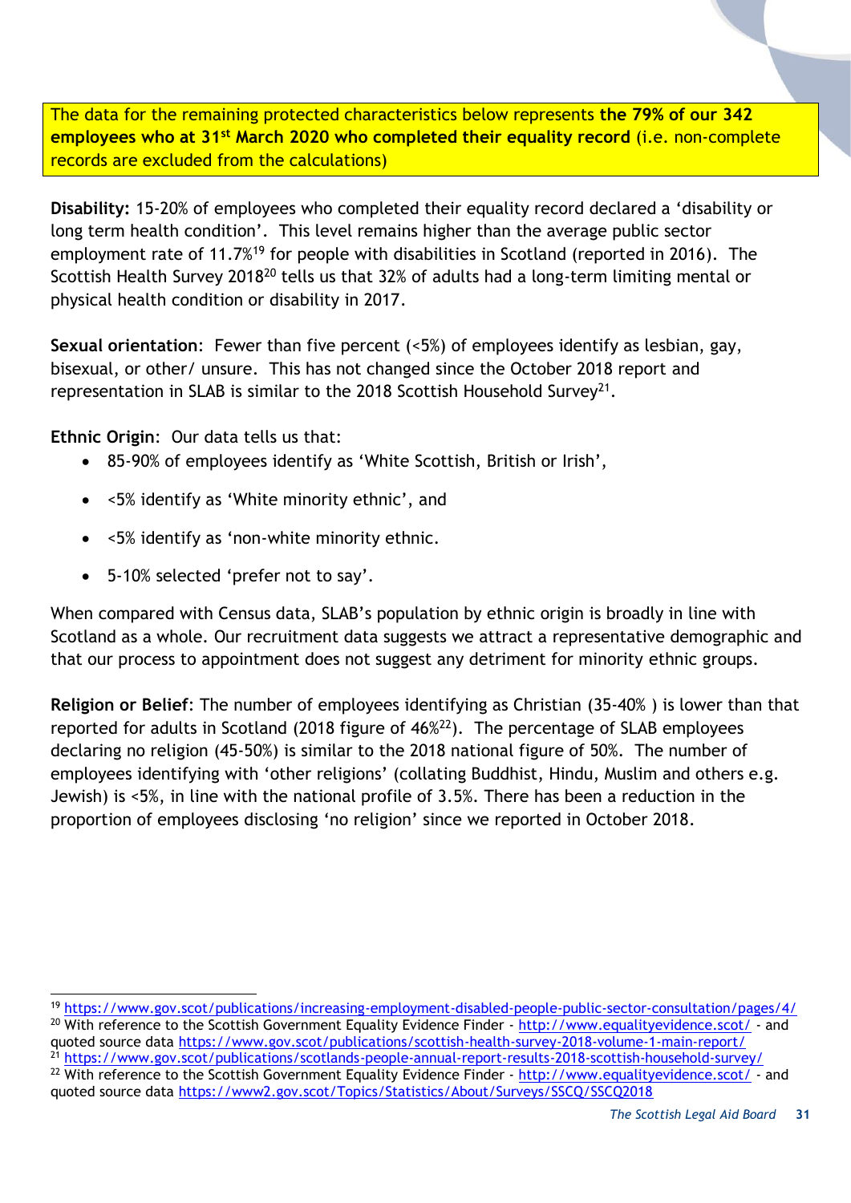The data for the remaining protected characteristics below represents **the 79% of our 342 employees who at 31st March 2020 who completed their equality record** (i.e. non-complete records are excluded from the calculations)

**Disability:** 15-20% of employees who completed their equality record declared a 'disability or long term health condition'. This level remains higher than the average public sector employment rate of 11.7%[19] for people with disabilities in Scotland (reported in 2016). The Scottish Health Survey 2018[20] tells us that 32% of adults had a long-term limiting mental or physical health condition or disability in 2017.

**Sexual orientation**: Fewer than five percent (<5%) of employees identify as lesbian, gay, bisexual, or other/ unsure. This has not changed since the October 2018 report and representation in SLAB is similar to the 2018 Scottish Household Survey[21].

**Ethnic Origin**: Our data tells us that:

- 85-90% of employees identify as 'White Scottish, British or Irish',
- <5% identify as 'White minority ethnic', and
- <5% identify as 'non-white minority ethnic.
- 5-10% selected 'prefer not to say'.

When compared with Census data, SLAB's population by ethnic origin is broadly in line with Scotland as a whole. Our recruitment data suggests we attract a representative demographic and that our process to appointment does not suggest any detriment for minority ethnic groups.

**Religion or Belief**: The number of employees identifying as Christian (35-40% ) is lower than that reported for adults in Scotland (2018 figure of 46%[22]). The percentage of SLAB employees declaring no religion (45-50%) is similar to the 2018 national figure of 50%. The number of employees identifying with 'other religions' (collating Buddhist, Hindu, Muslim and others e.g. Jewish) is <5%, in line with the national profile of 3.5%. There has been a reduction in the proportion of employees disclosing 'no religion' since we reported in October 2018.

---

[19] https://www.gov.scot/publications/increasing-employment-disabled-people-public-sector-consultation/pages/4/

[20] With reference to the Scottish Government Equality Evidence Finder - http://www.equalityevidence.scot/ - and quoted source data https://www.gov.scot/publications/scottish-health-survey-2018-volume-1-main-report/

[21] https://www.gov.scot/publications/scotlands-people-annual-report-results-2018-scottish-household-survey/

[22] With reference to the Scottish Government Equality Evidence Finder - http://www.equalityevidence.scot/ - and quoted source data https://www2.gov.scot/Topics/Statistics/About/Surveys/SSCQ/SSCQ2018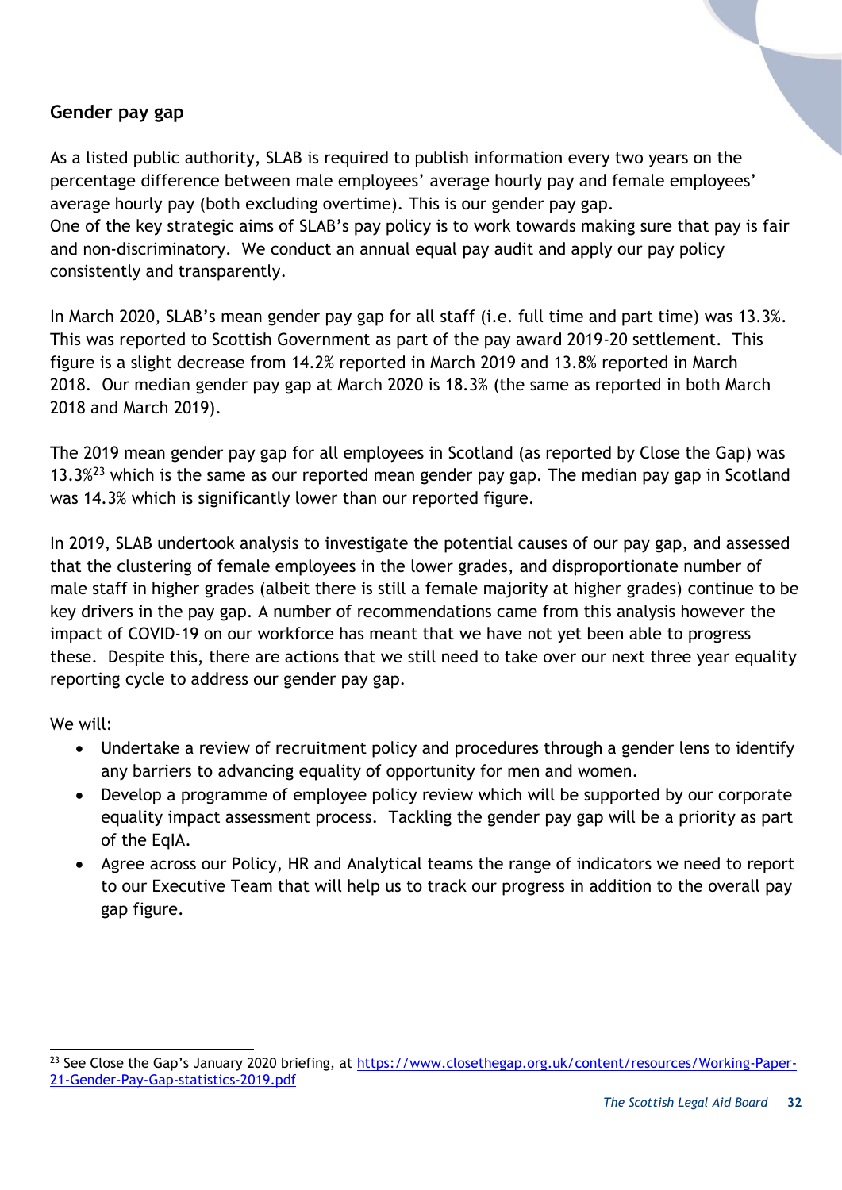## Gender pay gap

As a listed public authority, SLAB is required to publish information every two years on the percentage difference between male employees' average hourly pay and female employees' average hourly pay (both excluding overtime). This is our gender pay gap.
One of the key strategic aims of SLAB's pay policy is to work towards making sure that pay is fair and non-discriminatory. We conduct an annual equal pay audit and apply our pay policy consistently and transparently.

In March 2020, SLAB's mean gender pay gap for all staff (i.e. full time and part time) was 13.3%. This was reported to Scottish Government as part of the pay award 2019-20 settlement. This figure is a slight decrease from 14.2% reported in March 2019 and 13.8% reported in March 2018. Our median gender pay gap at March 2020 is 18.3% (the same as reported in both March 2018 and March 2019).

The 2019 mean gender pay gap for all employees in Scotland (as reported by Close the Gap) was 13.3%[23] which is the same as our reported mean gender pay gap. The median pay gap in Scotland was 14.3% which is significantly lower than our reported figure.

In 2019, SLAB undertook analysis to investigate the potential causes of our pay gap, and assessed that the clustering of female employees in the lower grades, and disproportionate number of male staff in higher grades (albeit there is still a female majority at higher grades) continue to be key drivers in the pay gap. A number of recommendations came from this analysis however the impact of COVID-19 on our workforce has meant that we have not yet been able to progress these. Despite this, there are actions that we still need to take over our next three year equality reporting cycle to address our gender pay gap.

We will:

- Undertake a review of recruitment policy and procedures through a gender lens to identify any barriers to advancing equality of opportunity for men and women.
- Develop a programme of employee policy review which will be supported by our corporate equality impact assessment process. Tackling the gender pay gap will be a priority as part of the EqIA.
- Agree across our Policy, HR and Analytical teams the range of indicators we need to report to our Executive Team that will help us to track our progress in addition to the overall pay gap figure.

---

[23] See Close the Gap's January 2020 briefing, at https://www.closethegap.org.uk/content/resources/Working-Paper-21-Gender-Pay-Gap-statistics-2019.pdf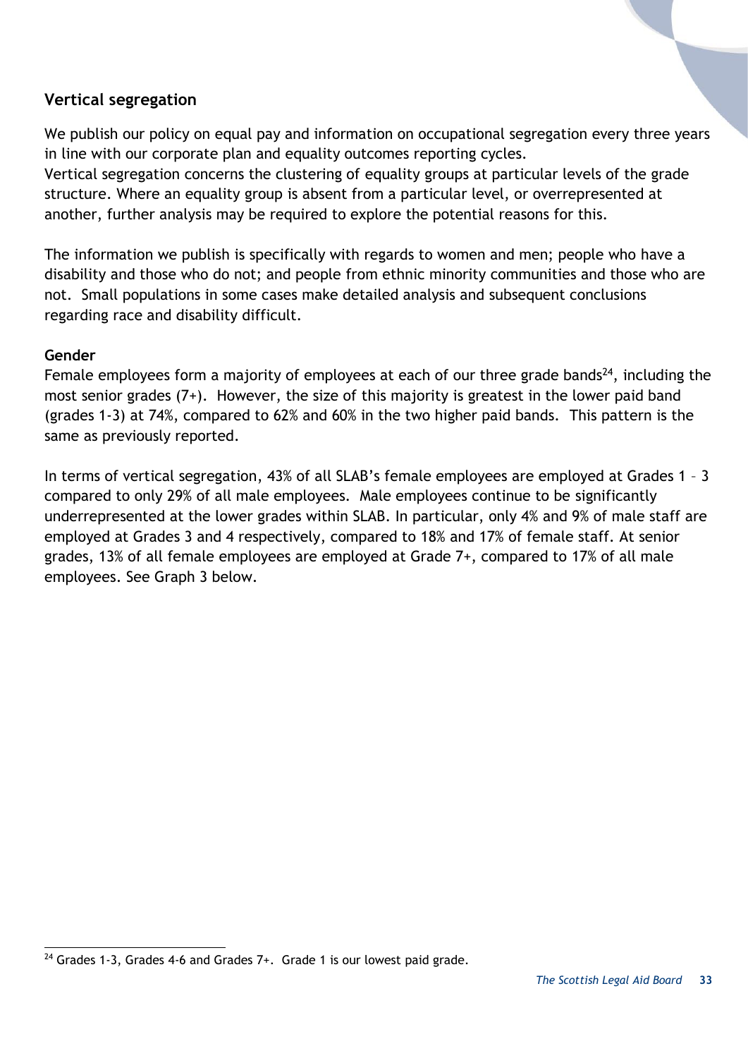### Vertical segregation

We publish our policy on equal pay and information on occupational segregation every three years in line with our corporate plan and equality outcomes reporting cycles.
Vertical segregation concerns the clustering of equality groups at particular levels of the grade structure. Where an equality group is absent from a particular level, or overrepresented at another, further analysis may be required to explore the potential reasons for this.

The information we publish is specifically with regards to women and men; people who have a disability and those who do not; and people from ethnic minority communities and those who are not. Small populations in some cases make detailed analysis and subsequent conclusions regarding race and disability difficult.

**Gender**
Female employees form a majority of employees at each of our three grade bands[24], including the most senior grades (7+). However, the size of this majority is greatest in the lower paid band (grades 1-3) at 74%, compared to 62% and 60% in the two higher paid bands. This pattern is the same as previously reported.

In terms of vertical segregation, 43% of all SLAB's female employees are employed at Grades 1 – 3 compared to only 29% of all male employees. Male employees continue to be significantly underrepresented at the lower grades within SLAB. In particular, only 4% and 9% of male staff are employed at Grades 3 and 4 respectively, compared to 18% and 17% of female staff. At senior grades, 13% of all female employees are employed at Grade 7+, compared to 17% of all male employees. See Graph 3 below.

[24] Grades 1-3, Grades 4-6 and Grades 7+. Grade 1 is our lowest paid grade.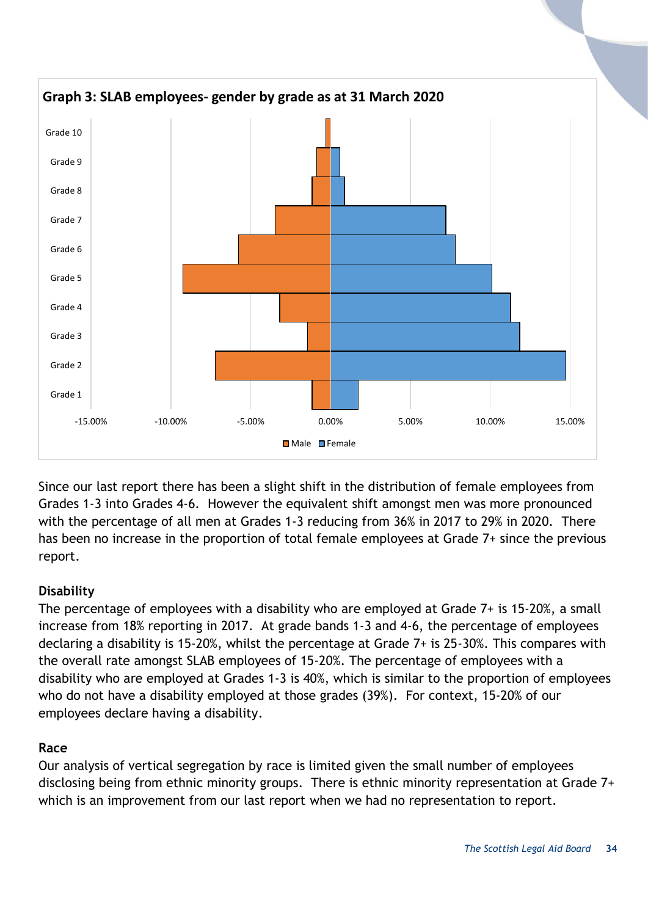**Graph 3: SLAB employees- gender by grade as at 31 March 2020**

Since our last report there has been a slight shift in the distribution of female employees from Grades 1-3 into Grades 4-6. However the equivalent shift amongst men was more pronounced with the percentage of all men at Grades 1-3 reducing from 36% in 2017 to 29% in 2020. There has been no increase in the proportion of total female employees at Grade 7+ since the previous report.

**Disability**

The percentage of employees with a disability who are employed at Grade 7+ is 15-20%, a small increase from 18% reporting in 2017. At grade bands 1-3 and 4-6, the percentage of employees declaring a disability is 15-20%, whilst the percentage at Grade 7+ is 25-30%. This compares with the overall rate amongst SLAB employees of 15-20%. The percentage of employees with a disability who are employed at Grades 1-3 is 40%, which is similar to the proportion of employees who do not have a disability employed at those grades (39%). For context, 15-20% of our employees declare having a disability.

**Race**

Our analysis of vertical segregation by race is limited given the small number of employees disclosing being from ethnic minority groups. There is ethnic minority representation at Grade 7+ which is an improvement from our last report when we had no representation to report.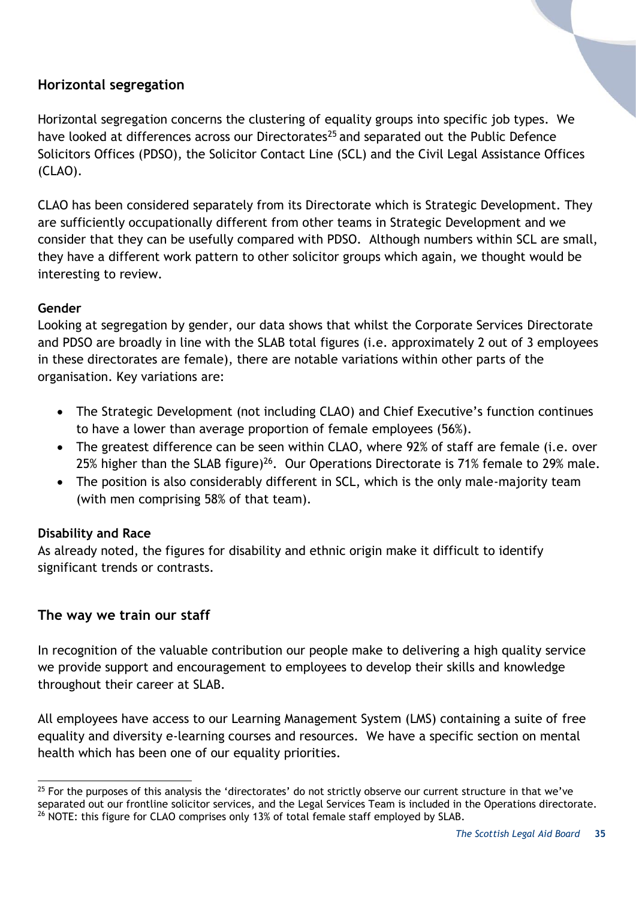## Horizontal segregation

Horizontal segregation concerns the clustering of equality groups into specific job types. We have looked at differences across our Directorates[25] and separated out the Public Defence Solicitors Offices (PDSO), the Solicitor Contact Line (SCL) and the Civil Legal Assistance Offices (CLAO).

CLAO has been considered separately from its Directorate which is Strategic Development. They are sufficiently occupationally different from other teams in Strategic Development and we consider that they can be usefully compared with PDSO. Although numbers within SCL are small, they have a different work pattern to other solicitor groups which again, we thought would be interesting to review.

### Gender

Looking at segregation by gender, our data shows that whilst the Corporate Services Directorate and PDSO are broadly in line with the SLAB total figures (i.e. approximately 2 out of 3 employees in these directorates are female), there are notable variations within other parts of the organisation. Key variations are:

- The Strategic Development (not including CLAO) and Chief Executive's function continues to have a lower than average proportion of female employees (56%).
- The greatest difference can be seen within CLAO, where 92% of staff are female (i.e. over 25% higher than the SLAB figure)[26]. Our Operations Directorate is 71% female to 29% male.
- The position is also considerably different in SCL, which is the only male-majority team (with men comprising 58% of that team).

### Disability and Race

As already noted, the figures for disability and ethnic origin make it difficult to identify significant trends or contrasts.

## The way we train our staff

In recognition of the valuable contribution our people make to delivering a high quality service we provide support and encouragement to employees to develop their skills and knowledge throughout their career at SLAB.

All employees have access to our Learning Management System (LMS) containing a suite of free equality and diversity e-learning courses and resources. We have a specific section on mental health which has been one of our equality priorities.

---

[25] For the purposes of this analysis the 'directorates' do not strictly observe our current structure in that we've separated out our frontline solicitor services, and the Legal Services Team is included in the Operations directorate.

[26] NOTE: this figure for CLAO comprises only 13% of total female staff employed by SLAB.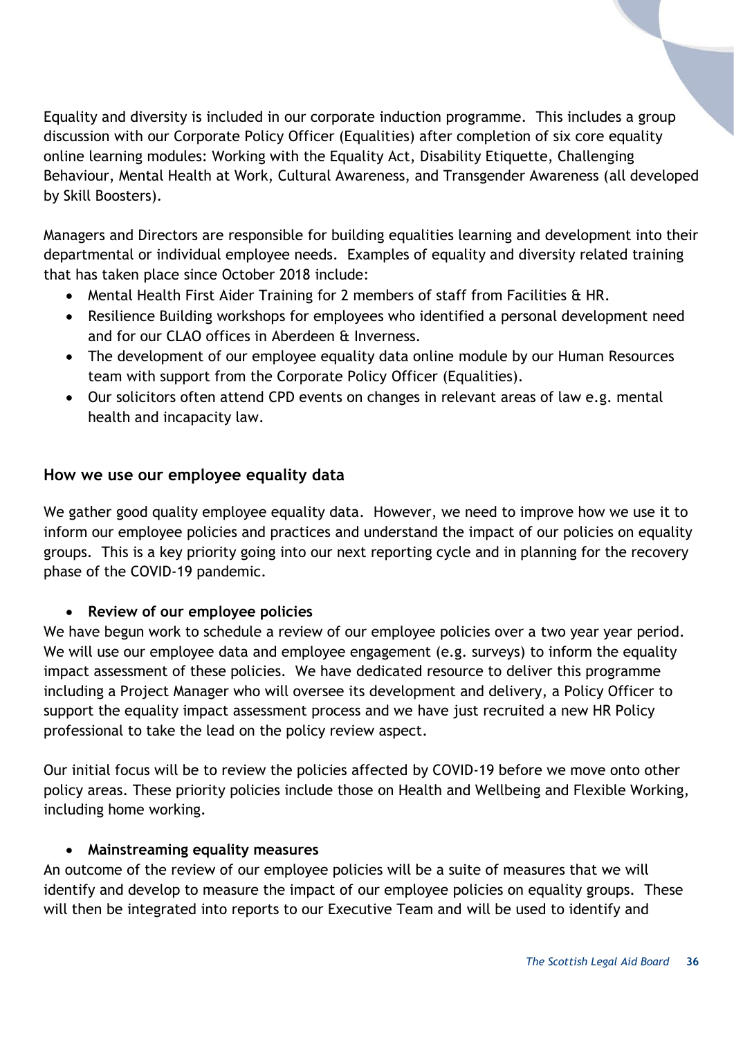Equality and diversity is included in our corporate induction programme. This includes a group discussion with our Corporate Policy Officer (Equalities) after completion of six core equality online learning modules: Working with the Equality Act, Disability Etiquette, Challenging Behaviour, Mental Health at Work, Cultural Awareness, and Transgender Awareness (all developed by Skill Boosters).

Managers and Directors are responsible for building equalities learning and development into their departmental or individual employee needs. Examples of equality and diversity related training that has taken place since October 2018 include:

- Mental Health First Aider Training for 2 members of staff from Facilities & HR.
- Resilience Building workshops for employees who identified a personal development need and for our CLAO offices in Aberdeen & Inverness.
- The development of our employee equality data online module by our Human Resources team with support from the Corporate Policy Officer (Equalities).
- Our solicitors often attend CPD events on changes in relevant areas of law e.g. mental health and incapacity law.

### How we use our employee equality data

We gather good quality employee equality data. However, we need to improve how we use it to inform our employee policies and practices and understand the impact of our policies on equality groups. This is a key priority going into our next reporting cycle and in planning for the recovery phase of the COVID-19 pandemic.

- **Review of our employee policies**

We have begun work to schedule a review of our employee policies over a two year year period. We will use our employee data and employee engagement (e.g. surveys) to inform the equality impact assessment of these policies. We have dedicated resource to deliver this programme including a Project Manager who will oversee its development and delivery, a Policy Officer to support the equality impact assessment process and we have just recruited a new HR Policy professional to take the lead on the policy review aspect.

Our initial focus will be to review the policies affected by COVID-19 before we move onto other policy areas. These priority policies include those on Health and Wellbeing and Flexible Working, including home working.

- **Mainstreaming equality measures**

An outcome of the review of our employee policies will be a suite of measures that we will identify and develop to measure the impact of our employee policies on equality groups. These will then be integrated into reports to our Executive Team and will be used to identify and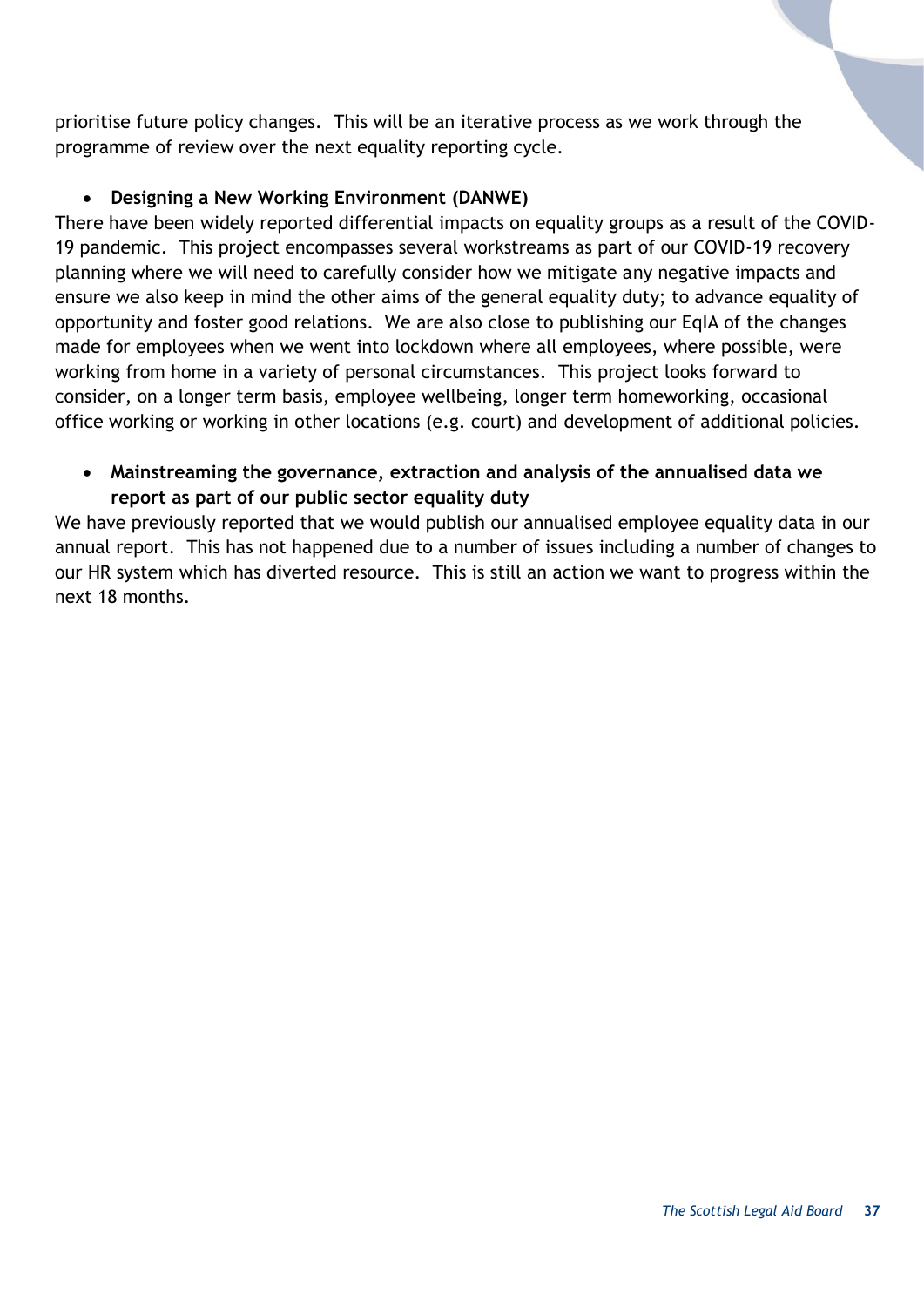prioritise future policy changes. This will be an iterative process as we work through the programme of review over the next equality reporting cycle.

- **Designing a New Working Environment (DANWE)**

There have been widely reported differential impacts on equality groups as a result of the COVID-19 pandemic. This project encompasses several workstreams as part of our COVID-19 recovery planning where we will need to carefully consider how we mitigate any negative impacts and ensure we also keep in mind the other aims of the general equality duty; to advance equality of opportunity and foster good relations. We are also close to publishing our EqIA of the changes made for employees when we went into lockdown where all employees, where possible, were working from home in a variety of personal circumstances. This project looks forward to consider, on a longer term basis, employee wellbeing, longer term homeworking, occasional office working or working in other locations (e.g. court) and development of additional policies.

- **Mainstreaming the governance, extraction and analysis of the annualised data we report as part of our public sector equality duty**

We have previously reported that we would publish our annualised employee equality data in our annual report. This has not happened due to a number of issues including a number of changes to our HR system which has diverted resource. This is still an action we want to progress within the next 18 months.